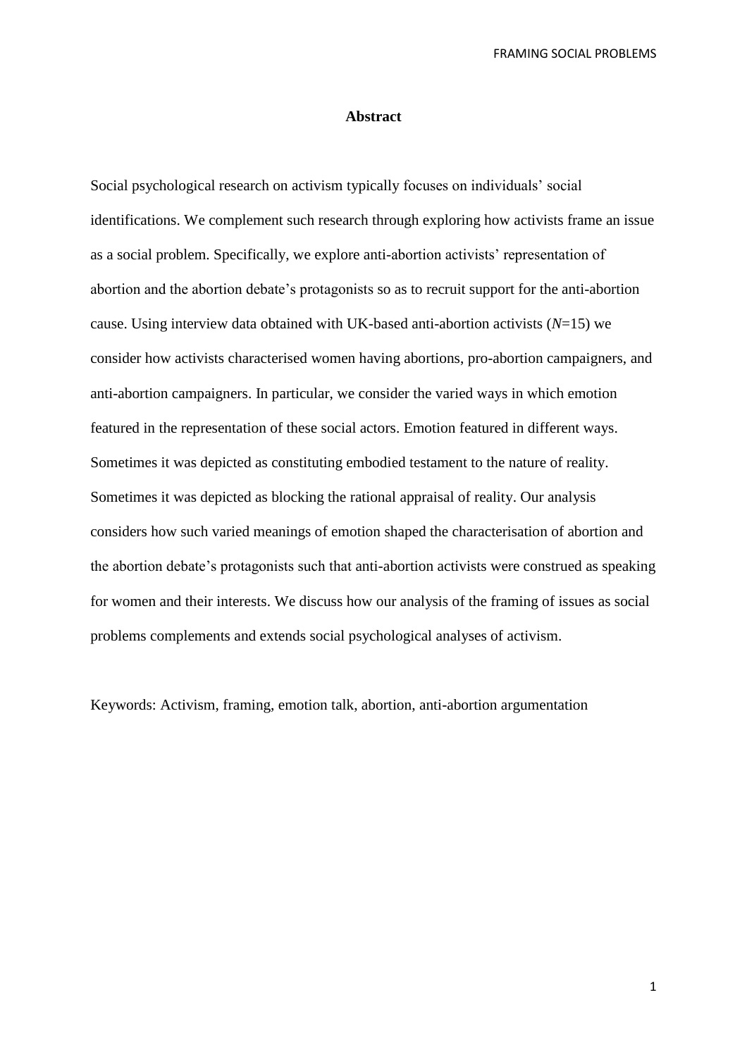## Abstract

Social psychological research on activism typically focuses on individuals' social identifications. We complement such research through exploring how activists frame an issue as a social problem. Specifically, we explore anti-abortion activists' representation of abortion and the abortion debate's protagonists so as to recruit support for the anti-abortion cause. Using interview data obtained with UK-based anti-abortion activists (*N*=15) we consider how activists characterised women having abortions, pro-abortion campaigners, and anti-abortion campaigners. In particular, we consider the varied ways in which emotion featured in the representation of these social actors. Emotion featured in different ways. Sometimes it was depicted as constituting embodied testament to the nature of reality. Sometimes it was depicted as blocking the rational appraisal of reality. Our analysis considers how such varied meanings of emotion shaped the characterisation of abortion and the abortion debate's protagonists such that anti-abortion activists were construed as speaking for women and their interests. We discuss how our analysis of the framing of issues as social problems complements and extends social psychological analyses of activism.

Keywords: Activism, framing, emotion talk, abortion, anti-abortion argumentation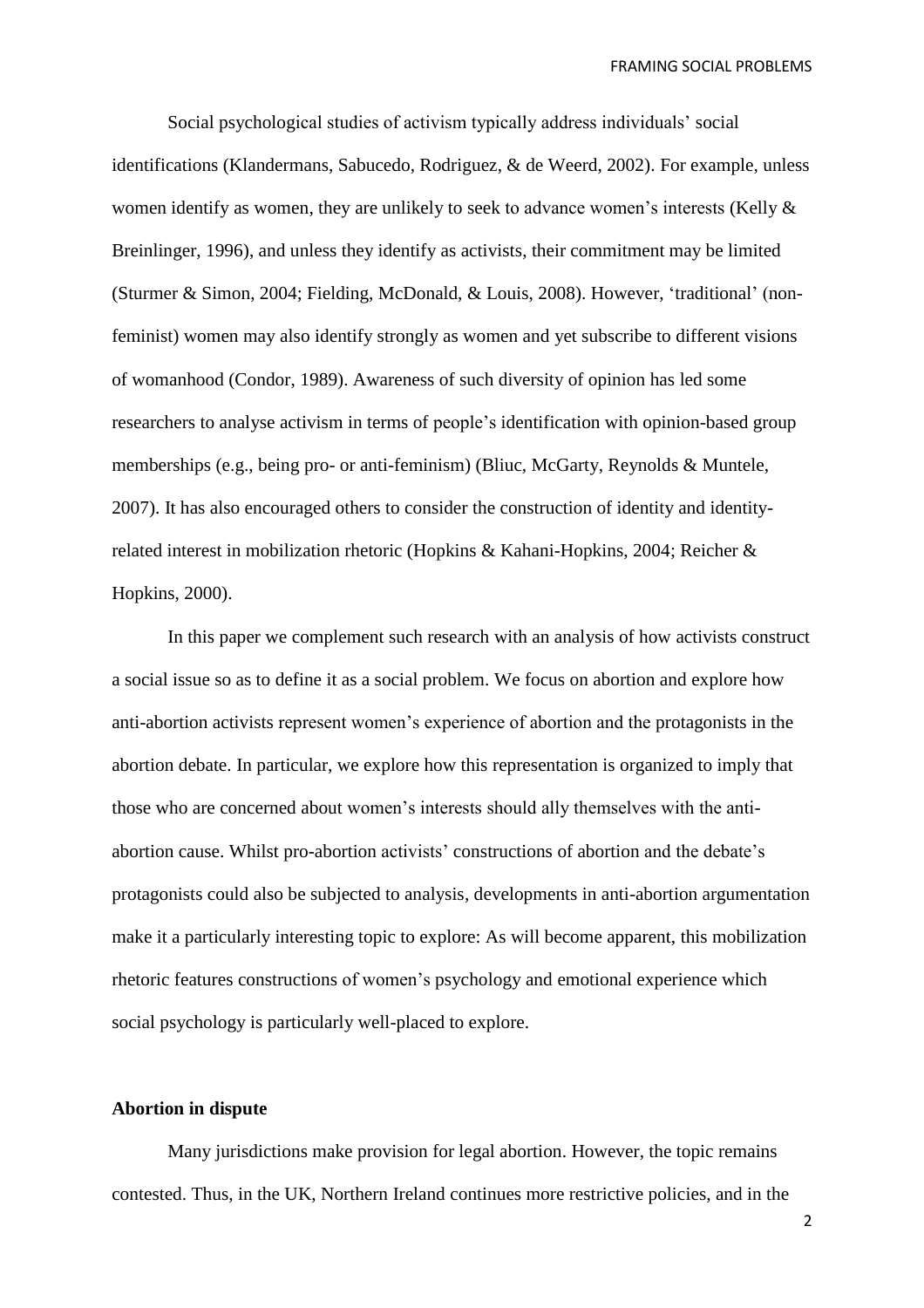Social psychological studies of activism typically address individuals' social identifications (Klandermans, Sabucedo, Rodriguez, & de Weerd, 2002). For example, unless women identify as women, they are unlikely to seek to advance women's interests (Kelly & Breinlinger, 1996), and unless they identify as activists, their commitment may be limited (Sturmer & Simon, 2004; Fielding, McDonald, & Louis, 2008). However, 'traditional' (non-feminist) women may also identify strongly as women and yet subscribe to different visions of womanhood (Condor, 1989). Awareness of such diversity of opinion has led some researchers to analyse activism in terms of people's identification with opinion-based group memberships (e.g., being pro- or anti-feminism) (Bliuc, McGarty, Reynolds & Muntele, 2007). It has also encouraged others to consider the construction of identity and identity-related interest in mobilization rhetoric (Hopkins & Kahani-Hopkins, 2004; Reicher & Hopkins, 2000).

In this paper we complement such research with an analysis of how activists construct a social issue so as to define it as a social problem. We focus on abortion and explore how anti-abortion activists represent women's experience of abortion and the protagonists in the abortion debate. In particular, we explore how this representation is organized to imply that those who are concerned about women's interests should ally themselves with the anti-abortion cause. Whilst pro-abortion activists' constructions of abortion and the debate's protagonists could also be subjected to analysis, developments in anti-abortion argumentation make it a particularly interesting topic to explore: As will become apparent, this mobilization rhetoric features constructions of women's psychology and emotional experience which social psychology is particularly well-placed to explore.

## Abortion in dispute

Many jurisdictions make provision for legal abortion. However, the topic remains contested. Thus, in the UK, Northern Ireland continues more restrictive policies, and in the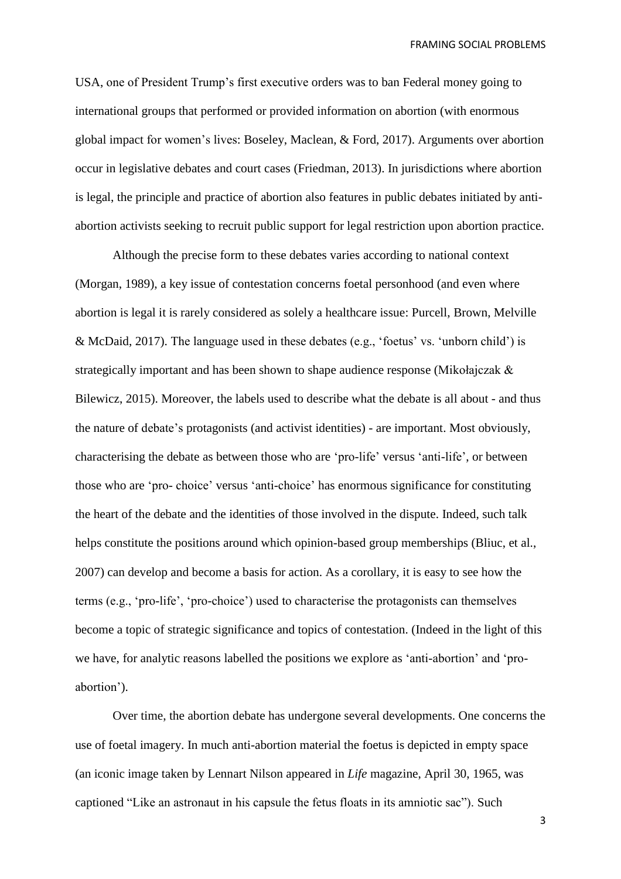USA, one of President Trump's first executive orders was to ban Federal money going to international groups that performed or provided information on abortion (with enormous global impact for women's lives: Boseley, Maclean, & Ford, 2017). Arguments over abortion occur in legislative debates and court cases (Friedman, 2013). In jurisdictions where abortion is legal, the principle and practice of abortion also features in public debates initiated by anti-abortion activists seeking to recruit public support for legal restriction upon abortion practice.

Although the precise form to these debates varies according to national context (Morgan, 1989), a key issue of contestation concerns foetal personhood (and even where abortion is legal it is rarely considered as solely a healthcare issue: Purcell, Brown, Melville & McDaid, 2017). The language used in these debates (e.g., 'foetus' vs. 'unborn child') is strategically important and has been shown to shape audience response (Mikołajczak & Bilewicz, 2015). Moreover, the labels used to describe what the debate is all about - and thus the nature of debate's protagonists (and activist identities) - are important. Most obviously, characterising the debate as between those who are 'pro-life' versus 'anti-life', or between those who are 'pro- choice' versus 'anti-choice' has enormous significance for constituting the heart of the debate and the identities of those involved in the dispute. Indeed, such talk helps constitute the positions around which opinion-based group memberships (Bliuc, et al., 2007) can develop and become a basis for action. As a corollary, it is easy to see how the terms (e.g., 'pro-life', 'pro-choice') used to characterise the protagonists can themselves become a topic of strategic significance and topics of contestation. (Indeed in the light of this we have, for analytic reasons labelled the positions we explore as 'anti-abortion' and 'pro-abortion').

Over time, the abortion debate has undergone several developments. One concerns the use of foetal imagery. In much anti-abortion material the foetus is depicted in empty space (an iconic image taken by Lennart Nilson appeared in *Life* magazine, April 30, 1965, was captioned "Like an astronaut in his capsule the fetus floats in its amniotic sac"). Such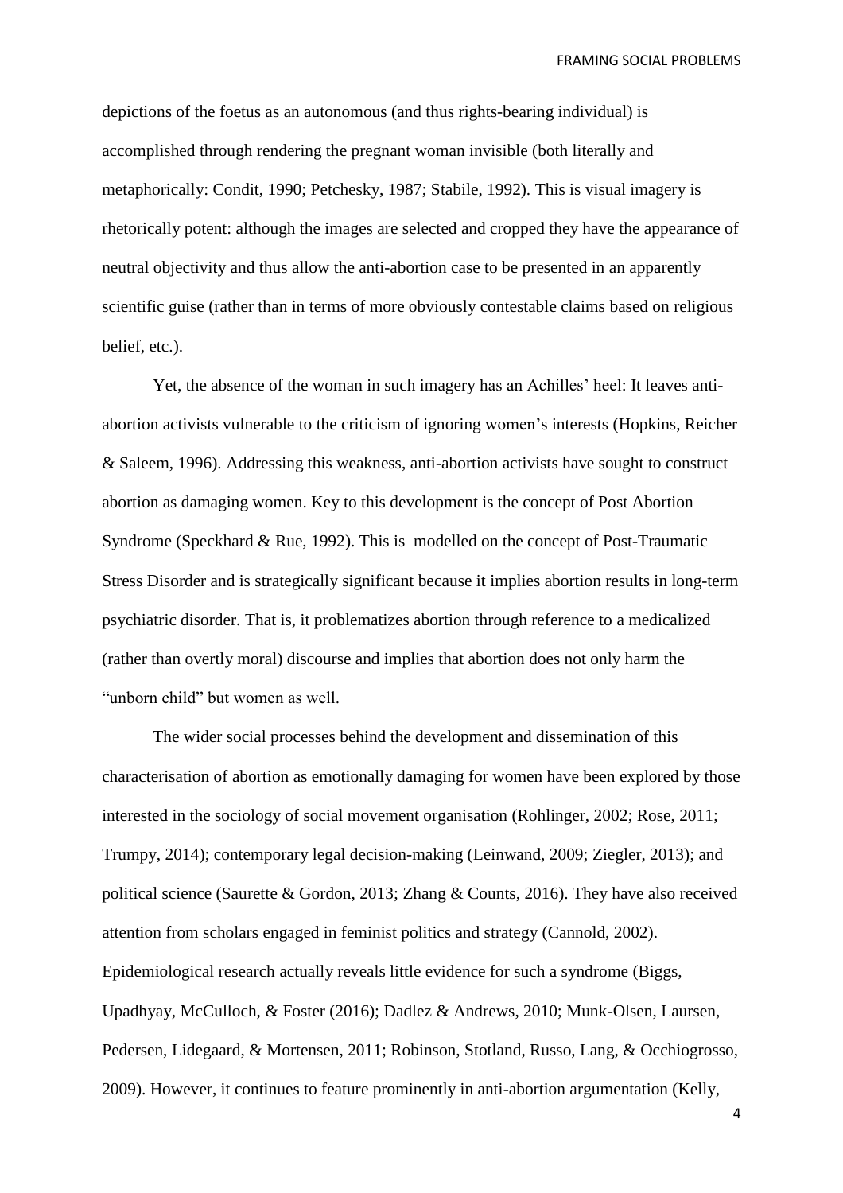depictions of the foetus as an autonomous (and thus rights-bearing individual) is accomplished through rendering the pregnant woman invisible (both literally and metaphorically: Condit, 1990; Petchesky, 1987; Stabile, 1992). This is visual imagery is rhetorically potent: although the images are selected and cropped they have the appearance of neutral objectivity and thus allow the anti-abortion case to be presented in an apparently scientific guise (rather than in terms of more obviously contestable claims based on religious belief, etc.).

Yet, the absence of the woman in such imagery has an Achilles' heel: It leaves anti-abortion activists vulnerable to the criticism of ignoring women's interests (Hopkins, Reicher & Saleem, 1996). Addressing this weakness, anti-abortion activists have sought to construct abortion as damaging women. Key to this development is the concept of Post Abortion Syndrome (Speckhard & Rue, 1992). This is modelled on the concept of Post-Traumatic Stress Disorder and is strategically significant because it implies abortion results in long-term psychiatric disorder. That is, it problematizes abortion through reference to a medicalized (rather than overtly moral) discourse and implies that abortion does not only harm the "unborn child" but women as well.

The wider social processes behind the development and dissemination of this characterisation of abortion as emotionally damaging for women have been explored by those interested in the sociology of social movement organisation (Rohlinger, 2002; Rose, 2011; Trumpy, 2014); contemporary legal decision-making (Leinwand, 2009; Ziegler, 2013); and political science (Saurette & Gordon, 2013; Zhang & Counts, 2016). They have also received attention from scholars engaged in feminist politics and strategy (Cannold, 2002). Epidemiological research actually reveals little evidence for such a syndrome (Biggs, Upadhyay, McCulloch, & Foster (2016); Dadlez & Andrews, 2010; Munk-Olsen, Laursen, Pedersen, Lidegaard, & Mortensen, 2011; Robinson, Stotland, Russo, Lang, & Occhiogrosso, 2009). However, it continues to feature prominently in anti-abortion argumentation (Kelly,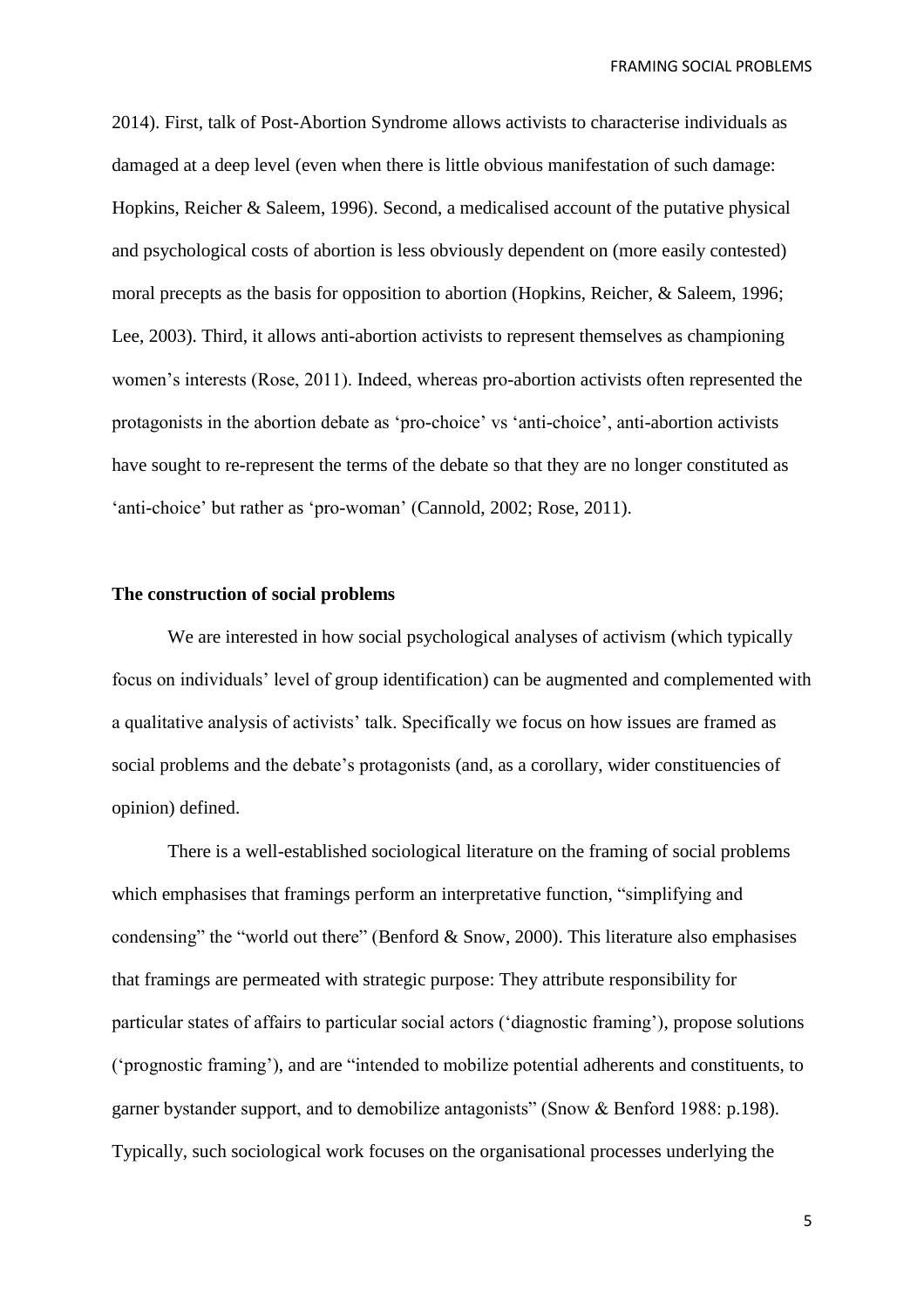2014). First, talk of Post-Abortion Syndrome allows activists to characterise individuals as damaged at a deep level (even when there is little obvious manifestation of such damage: Hopkins, Reicher & Saleem, 1996). Second, a medicalised account of the putative physical and psychological costs of abortion is less obviously dependent on (more easily contested) moral precepts as the basis for opposition to abortion (Hopkins, Reicher, & Saleem, 1996; Lee, 2003). Third, it allows anti-abortion activists to represent themselves as championing women's interests (Rose, 2011). Indeed, whereas pro-abortion activists often represented the protagonists in the abortion debate as 'pro-choice' vs 'anti-choice', anti-abortion activists have sought to re-represent the terms of the debate so that they are no longer constituted as 'anti-choice' but rather as 'pro-woman' (Cannold, 2002; Rose, 2011).

## The construction of social problems

We are interested in how social psychological analyses of activism (which typically focus on individuals' level of group identification) can be augmented and complemented with a qualitative analysis of activists' talk. Specifically we focus on how issues are framed as social problems and the debate's protagonists (and, as a corollary, wider constituencies of opinion) defined.

There is a well-established sociological literature on the framing of social problems which emphasises that framings perform an interpretative function, "simplifying and condensing" the "world out there" (Benford & Snow, 2000). This literature also emphasises that framings are permeated with strategic purpose: They attribute responsibility for particular states of affairs to particular social actors ('diagnostic framing'), propose solutions ('prognostic framing'), and are "intended to mobilize potential adherents and constituents, to garner bystander support, and to demobilize antagonists" (Snow & Benford 1988: p.198). Typically, such sociological work focuses on the organisational processes underlying the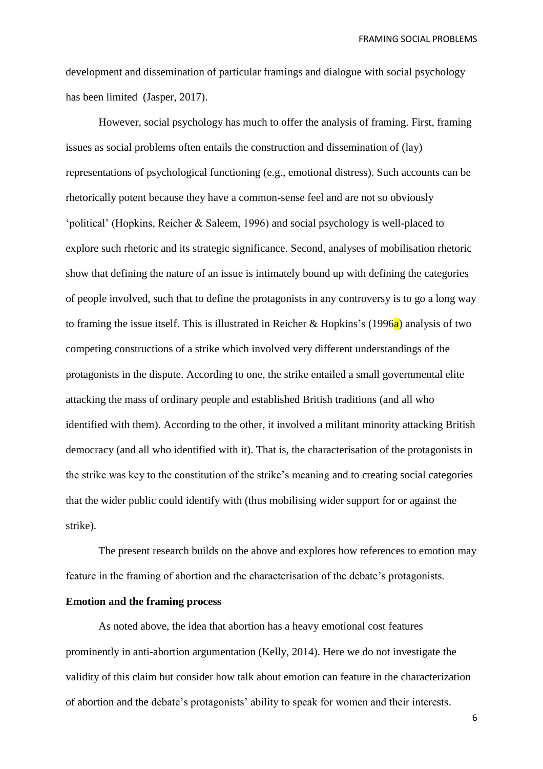development and dissemination of particular framings and dialogue with social psychology has been limited (Jasper, 2017).

However, social psychology has much to offer the analysis of framing. First, framing issues as social problems often entails the construction and dissemination of (lay) representations of psychological functioning (e.g., emotional distress). Such accounts can be rhetorically potent because they have a common-sense feel and are not so obviously 'political' (Hopkins, Reicher & Saleem, 1996) and social psychology is well-placed to explore such rhetoric and its strategic significance. Second, analyses of mobilisation rhetoric show that defining the nature of an issue is intimately bound up with defining the categories of people involved, such that to define the protagonists in any controversy is to go a long way to framing the issue itself. This is illustrated in Reicher & Hopkins's (1996a) analysis of two competing constructions of a strike which involved very different understandings of the protagonists in the dispute. According to one, the strike entailed a small governmental elite attacking the mass of ordinary people and established British traditions (and all who identified with them). According to the other, it involved a militant minority attacking British democracy (and all who identified with it). That is, the characterisation of the protagonists in the strike was key to the constitution of the strike's meaning and to creating social categories that the wider public could identify with (thus mobilising wider support for or against the strike).

The present research builds on the above and explores how references to emotion may feature in the framing of abortion and the characterisation of the debate's protagonists.

**Emotion and the framing process**

As noted above, the idea that abortion has a heavy emotional cost features prominently in anti-abortion argumentation (Kelly, 2014). Here we do not investigate the validity of this claim but consider how talk about emotion can feature in the characterization of abortion and the debate's protagonists' ability to speak for women and their interests.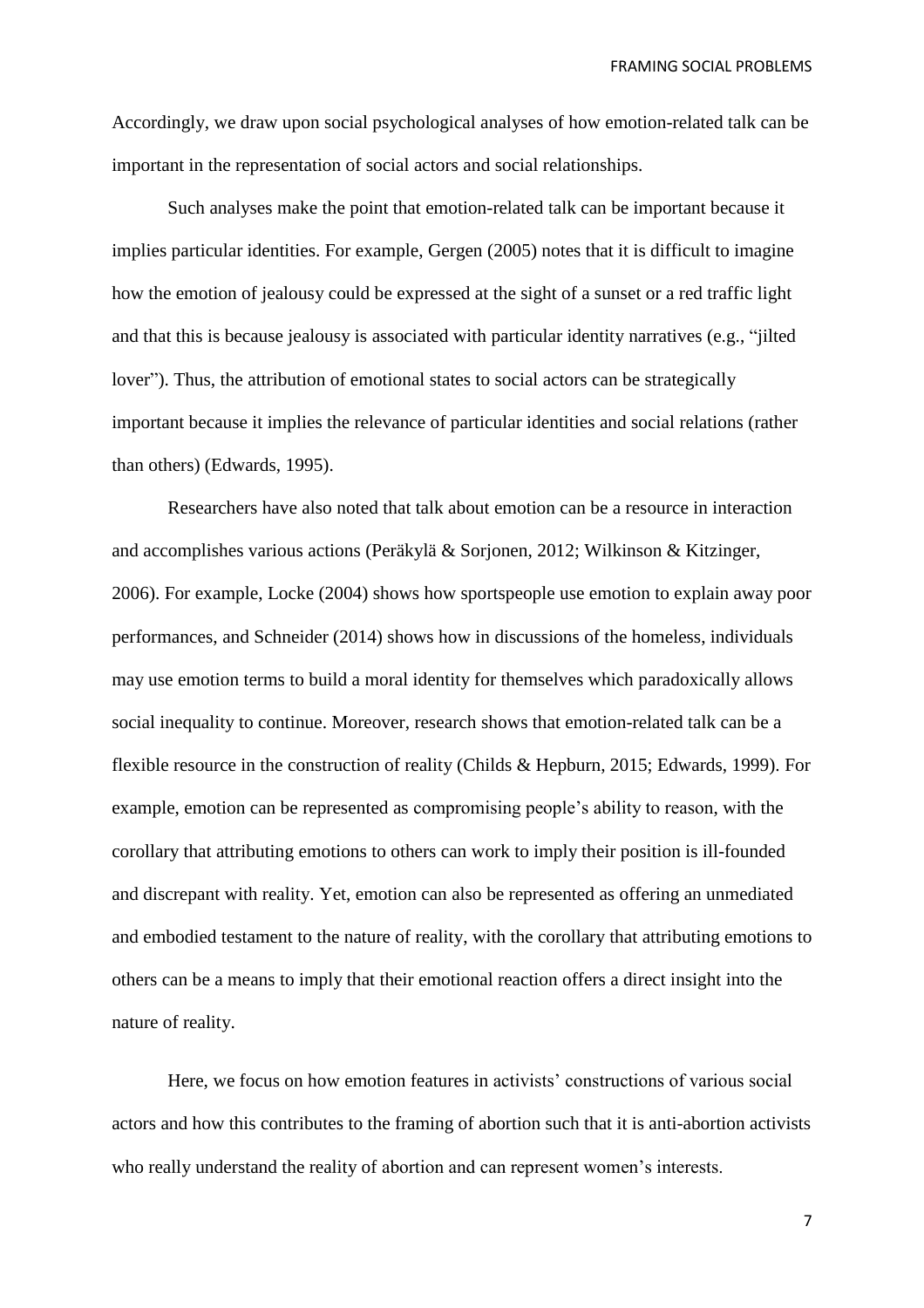Accordingly, we draw upon social psychological analyses of how emotion-related talk can be important in the representation of social actors and social relationships.

Such analyses make the point that emotion-related talk can be important because it implies particular identities. For example, Gergen (2005) notes that it is difficult to imagine how the emotion of jealousy could be expressed at the sight of a sunset or a red traffic light and that this is because jealousy is associated with particular identity narratives (e.g., "jilted lover"). Thus, the attribution of emotional states to social actors can be strategically important because it implies the relevance of particular identities and social relations (rather than others) (Edwards, 1995).

Researchers have also noted that talk about emotion can be a resource in interaction and accomplishes various actions (Peräkylä & Sorjonen, 2012; Wilkinson & Kitzinger, 2006). For example, Locke (2004) shows how sportspeople use emotion to explain away poor performances, and Schneider (2014) shows how in discussions of the homeless, individuals may use emotion terms to build a moral identity for themselves which paradoxically allows social inequality to continue. Moreover, research shows that emotion-related talk can be a flexible resource in the construction of reality (Childs & Hepburn, 2015; Edwards, 1999). For example, emotion can be represented as compromising people's ability to reason, with the corollary that attributing emotions to others can work to imply their position is ill-founded and discrepant with reality. Yet, emotion can also be represented as offering an unmediated and embodied testament to the nature of reality, with the corollary that attributing emotions to others can be a means to imply that their emotional reaction offers a direct insight into the nature of reality.

Here, we focus on how emotion features in activists' constructions of various social actors and how this contributes to the framing of abortion such that it is anti-abortion activists who really understand the reality of abortion and can represent women's interests.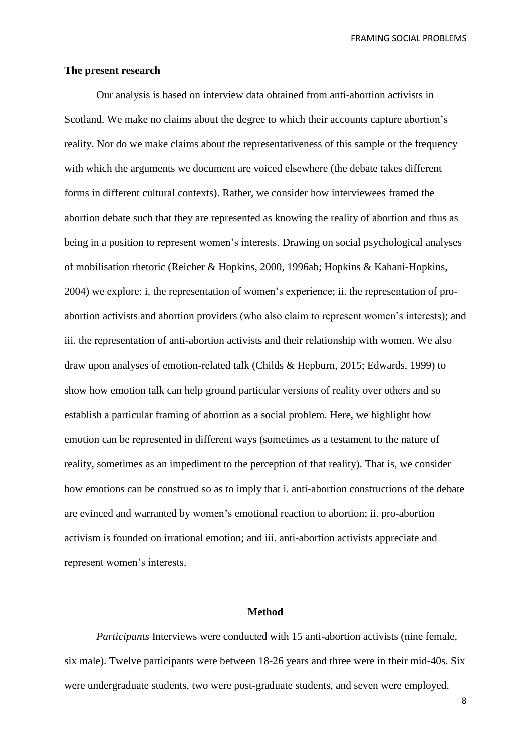**The present research**

Our analysis is based on interview data obtained from anti-abortion activists in Scotland. We make no claims about the degree to which their accounts capture abortion's reality. Nor do we make claims about the representativeness of this sample or the frequency with which the arguments we document are voiced elsewhere (the debate takes different forms in different cultural contexts). Rather, we consider how interviewees framed the abortion debate such that they are represented as knowing the reality of abortion and thus as being in a position to represent women's interests. Drawing on social psychological analyses of mobilisation rhetoric (Reicher & Hopkins, 2000, 1996ab; Hopkins & Kahani-Hopkins, 2004) we explore: i. the representation of women's experience; ii. the representation of pro-abortion activists and abortion providers (who also claim to represent women's interests); and iii. the representation of anti-abortion activists and their relationship with women. We also draw upon analyses of emotion-related talk (Childs & Hepburn, 2015; Edwards, 1999) to show how emotion talk can help ground particular versions of reality over others and so establish a particular framing of abortion as a social problem. Here, we highlight how emotion can be represented in different ways (sometimes as a testament to the nature of reality, sometimes as an impediment to the perception of that reality). That is, we consider how emotions can be construed so as to imply that i. anti-abortion constructions of the debate are evinced and warranted by women's emotional reaction to abortion; ii. pro-abortion activism is founded on irrational emotion; and iii. anti-abortion activists appreciate and represent women's interests.

## Method

*Participants* Interviews were conducted with 15 anti-abortion activists (nine female, six male). Twelve participants were between 18-26 years and three were in their mid-40s. Six were undergraduate students, two were post-graduate students, and seven were employed.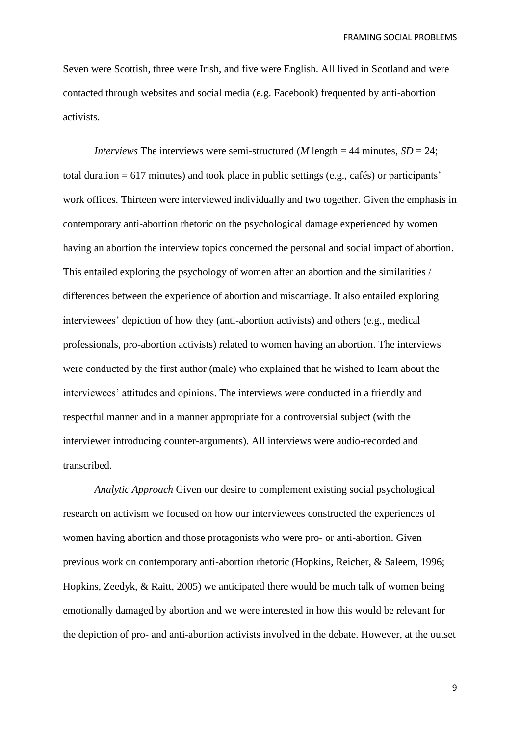Seven were Scottish, three were Irish, and five were English. All lived in Scotland and were contacted through websites and social media (e.g. Facebook) frequented by anti-abortion activists.

*Interviews* The interviews were semi-structured (*M* length = 44 minutes, *SD* = 24; total duration = 617 minutes) and took place in public settings (e.g., cafés) or participants' work offices. Thirteen were interviewed individually and two together. Given the emphasis in contemporary anti-abortion rhetoric on the psychological damage experienced by women having an abortion the interview topics concerned the personal and social impact of abortion. This entailed exploring the psychology of women after an abortion and the similarities / differences between the experience of abortion and miscarriage. It also entailed exploring interviewees' depiction of how they (anti-abortion activists) and others (e.g., medical professionals, pro-abortion activists) related to women having an abortion. The interviews were conducted by the first author (male) who explained that he wished to learn about the interviewees' attitudes and opinions. The interviews were conducted in a friendly and respectful manner and in a manner appropriate for a controversial subject (with the interviewer introducing counter-arguments). All interviews were audio-recorded and transcribed.

*Analytic Approach* Given our desire to complement existing social psychological research on activism we focused on how our interviewees constructed the experiences of women having abortion and those protagonists who were pro- or anti-abortion. Given previous work on contemporary anti-abortion rhetoric (Hopkins, Reicher, & Saleem, 1996; Hopkins, Zeedyk, & Raitt, 2005) we anticipated there would be much talk of women being emotionally damaged by abortion and we were interested in how this would be relevant for the depiction of pro- and anti-abortion activists involved in the debate. However, at the outset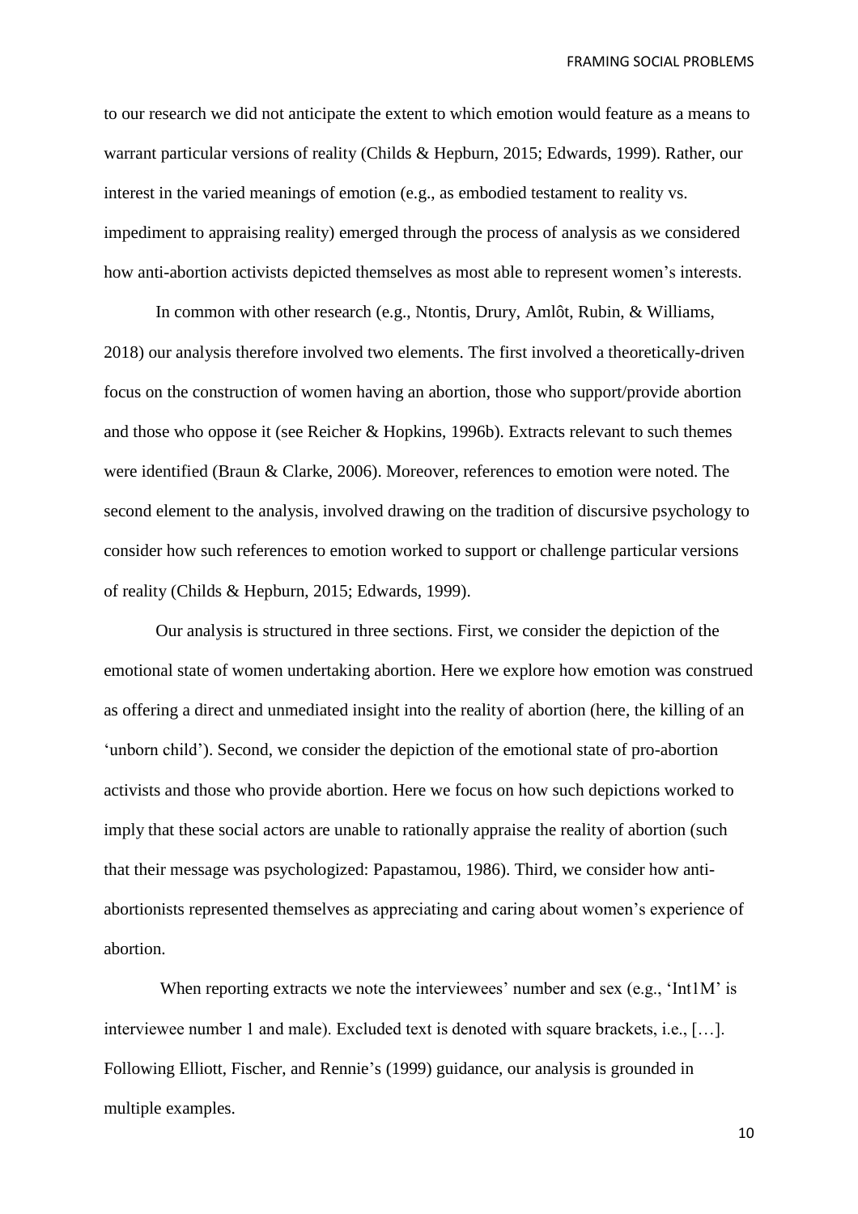to our research we did not anticipate the extent to which emotion would feature as a means to warrant particular versions of reality (Childs & Hepburn, 2015; Edwards, 1999). Rather, our interest in the varied meanings of emotion (e.g., as embodied testament to reality vs. impediment to appraising reality) emerged through the process of analysis as we considered how anti-abortion activists depicted themselves as most able to represent women's interests.

In common with other research (e.g., Ntontis, Drury, Amlôt, Rubin, & Williams, 2018) our analysis therefore involved two elements. The first involved a theoretically-driven focus on the construction of women having an abortion, those who support/provide abortion and those who oppose it (see Reicher & Hopkins, 1996b). Extracts relevant to such themes were identified (Braun & Clarke, 2006). Moreover, references to emotion were noted. The second element to the analysis, involved drawing on the tradition of discursive psychology to consider how such references to emotion worked to support or challenge particular versions of reality (Childs & Hepburn, 2015; Edwards, 1999).

Our analysis is structured in three sections. First, we consider the depiction of the emotional state of women undertaking abortion. Here we explore how emotion was construed as offering a direct and unmediated insight into the reality of abortion (here, the killing of an 'unborn child'). Second, we consider the depiction of the emotional state of pro-abortion activists and those who provide abortion. Here we focus on how such depictions worked to imply that these social actors are unable to rationally appraise the reality of abortion (such that their message was psychologized: Papastamou, 1986). Third, we consider how anti-abortionists represented themselves as appreciating and caring about women's experience of abortion.

When reporting extracts we note the interviewees' number and sex (e.g., 'Int1M' is interviewee number 1 and male). Excluded text is denoted with square brackets, i.e., […]. Following Elliott, Fischer, and Rennie's (1999) guidance, our analysis is grounded in multiple examples.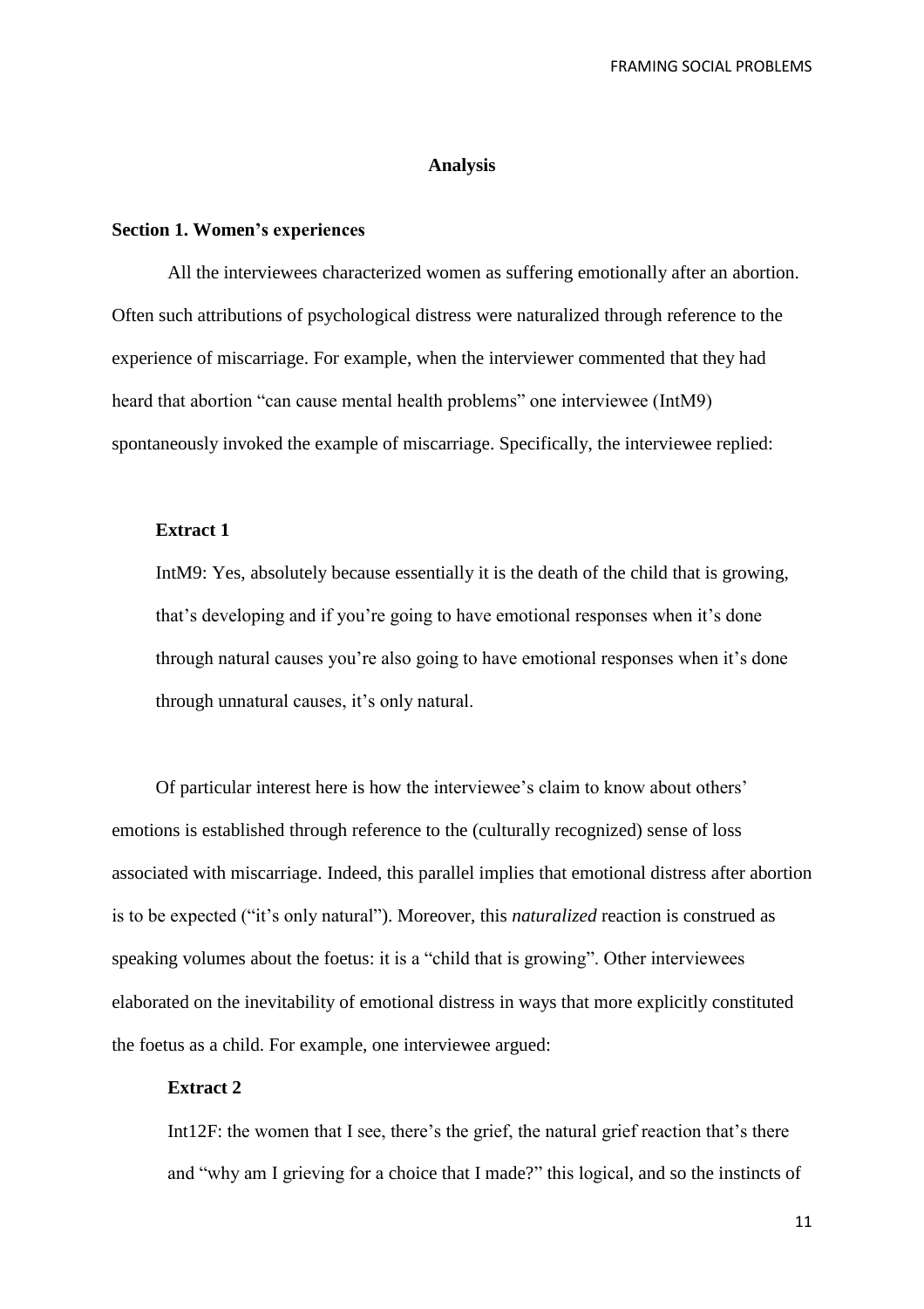## Analysis

### Section 1. Women's experiences

All the interviewees characterized women as suffering emotionally after an abortion. Often such attributions of psychological distress were naturalized through reference to the experience of miscarriage. For example, when the interviewer commented that they had heard that abortion "can cause mental health problems" one interviewee (IntM9) spontaneously invoked the example of miscarriage. Specifically, the interviewee replied:

**Extract 1**

IntM9: Yes, absolutely because essentially it is the death of the child that is growing, that's developing and if you're going to have emotional responses when it's done through natural causes you're also going to have emotional responses when it's done through unnatural causes, it's only natural.

Of particular interest here is how the interviewee's claim to know about others' emotions is established through reference to the (culturally recognized) sense of loss associated with miscarriage. Indeed, this parallel implies that emotional distress after abortion is to be expected ("it's only natural"). Moreover, this *naturalized* reaction is construed as speaking volumes about the foetus: it is a "child that is growing". Other interviewees elaborated on the inevitability of emotional distress in ways that more explicitly constituted the foetus as a child. For example, one interviewee argued:

**Extract 2**

Int12F: the women that I see, there's the grief, the natural grief reaction that's there and "why am I grieving for a choice that I made?" this logical, and so the instincts of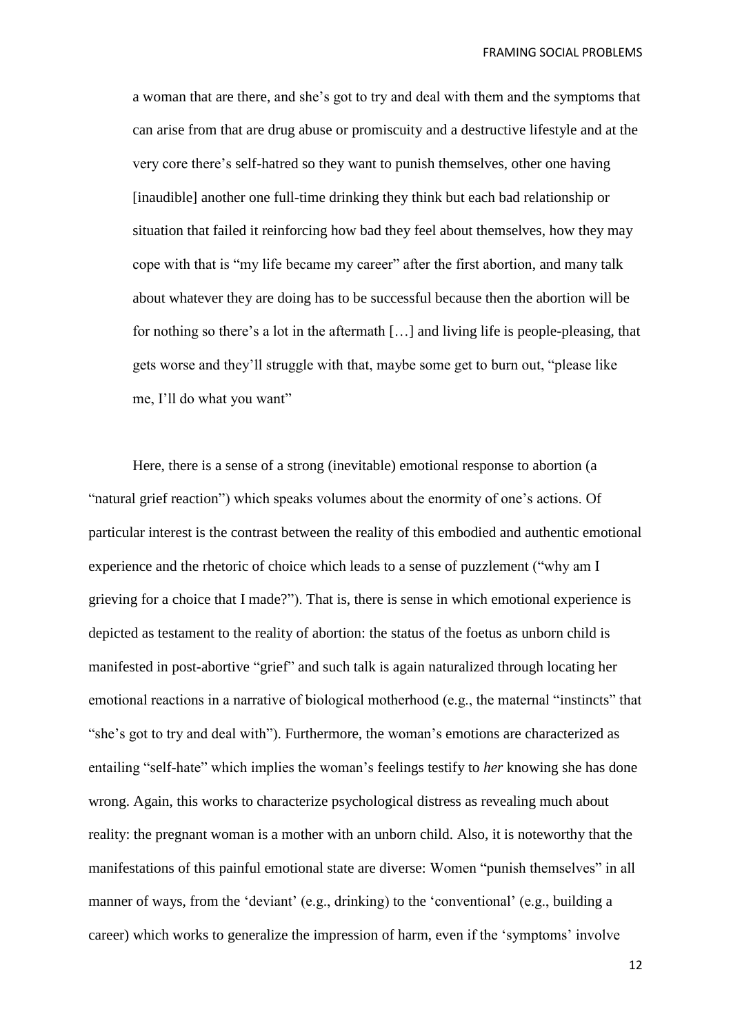> a woman that are there, and she's got to try and deal with them and the symptoms that can arise from that are drug abuse or promiscuity and a destructive lifestyle and at the very core there's self-hatred so they want to punish themselves, other one having [inaudible] another one full-time drinking they think but each bad relationship or situation that failed it reinforcing how bad they feel about themselves, how they may cope with that is "my life became my career" after the first abortion, and many talk about whatever they are doing has to be successful because then the abortion will be for nothing so there's a lot in the aftermath […] and living life is people-pleasing, that gets worse and they'll struggle with that, maybe some get to burn out, "please like me, I'll do what you want"

Here, there is a sense of a strong (inevitable) emotional response to abortion (a "natural grief reaction") which speaks volumes about the enormity of one's actions. Of particular interest is the contrast between the reality of this embodied and authentic emotional experience and the rhetoric of choice which leads to a sense of puzzlement ("why am I grieving for a choice that I made?"). That is, there is sense in which emotional experience is depicted as testament to the reality of abortion: the status of the foetus as unborn child is manifested in post-abortive "grief" and such talk is again naturalized through locating her emotional reactions in a narrative of biological motherhood (e.g., the maternal "instincts" that "she's got to try and deal with"). Furthermore, the woman's emotions are characterized as entailing "self-hate" which implies the woman's feelings testify to *her* knowing she has done wrong. Again, this works to characterize psychological distress as revealing much about reality: the pregnant woman is a mother with an unborn child. Also, it is noteworthy that the manifestations of this painful emotional state are diverse: Women "punish themselves" in all manner of ways, from the 'deviant' (e.g., drinking) to the 'conventional' (e.g., building a career) which works to generalize the impression of harm, even if the 'symptoms' involve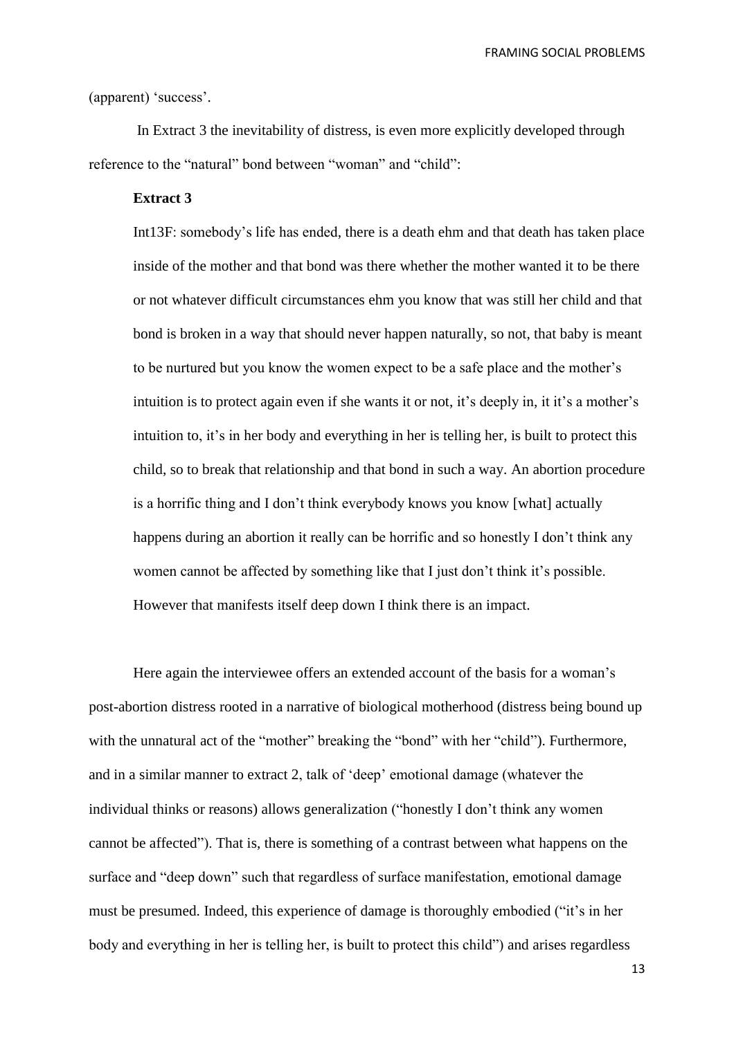(apparent) 'success'.

In Extract 3 the inevitability of distress, is even more explicitly developed through reference to the "natural" bond between "woman" and "child":

**Extract 3**

> Int13F: somebody's life has ended, there is a death ehm and that death has taken place inside of the mother and that bond was there whether the mother wanted it to be there or not whatever difficult circumstances ehm you know that was still her child and that bond is broken in a way that should never happen naturally, so not, that baby is meant to be nurtured but you know the women expect to be a safe place and the mother's intuition is to protect again even if she wants it or not, it's deeply in, it it's a mother's intuition to, it's in her body and everything in her is telling her, is built to protect this child, so to break that relationship and that bond in such a way. An abortion procedure is a horrific thing and I don't think everybody knows you know [what] actually happens during an abortion it really can be horrific and so honestly I don't think any women cannot be affected by something like that I just don't think it's possible. However that manifests itself deep down I think there is an impact.

Here again the interviewee offers an extended account of the basis for a woman's post-abortion distress rooted in a narrative of biological motherhood (distress being bound up with the unnatural act of the "mother" breaking the "bond" with her "child"). Furthermore, and in a similar manner to extract 2, talk of 'deep' emotional damage (whatever the individual thinks or reasons) allows generalization ("honestly I don't think any women cannot be affected"). That is, there is something of a contrast between what happens on the surface and "deep down" such that regardless of surface manifestation, emotional damage must be presumed. Indeed, this experience of damage is thoroughly embodied ("it's in her body and everything in her is telling her, is built to protect this child") and arises regardless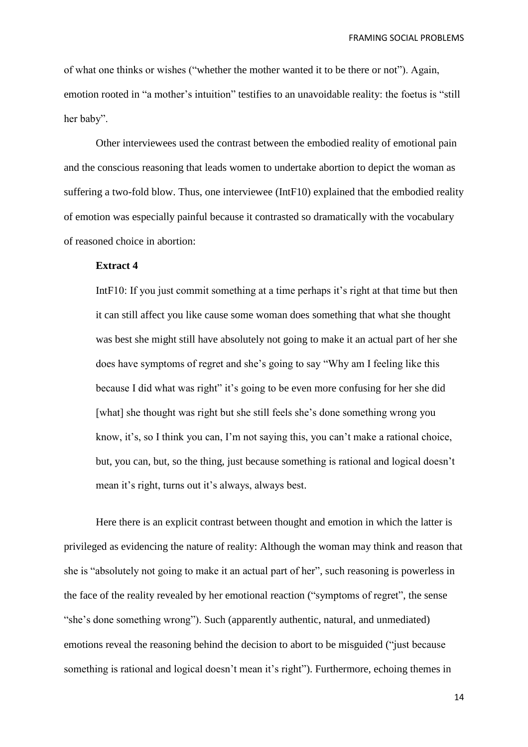of what one thinks or wishes ("whether the mother wanted it to be there or not"). Again, emotion rooted in "a mother's intuition" testifies to an unavoidable reality: the foetus is "still her baby".

Other interviewees used the contrast between the embodied reality of emotional pain and the conscious reasoning that leads women to undertake abortion to depict the woman as suffering a two-fold blow. Thus, one interviewee (IntF10) explained that the embodied reality of emotion was especially painful because it contrasted so dramatically with the vocabulary of reasoned choice in abortion:

**Extract 4**

IntF10: If you just commit something at a time perhaps it's right at that time but then it can still affect you like cause some woman does something that what she thought was best she might still have absolutely not going to make it an actual part of her she does have symptoms of regret and she's going to say "Why am I feeling like this because I did what was right" it's going to be even more confusing for her she did [what] she thought was right but she still feels she's done something wrong you know, it's, so I think you can, I'm not saying this, you can't make a rational choice, but, you can, but, so the thing, just because something is rational and logical doesn't mean it's right, turns out it's always, always best.

Here there is an explicit contrast between thought and emotion in which the latter is privileged as evidencing the nature of reality: Although the woman may think and reason that she is "absolutely not going to make it an actual part of her", such reasoning is powerless in the face of the reality revealed by her emotional reaction ("symptoms of regret", the sense "she's done something wrong"). Such (apparently authentic, natural, and unmediated) emotions reveal the reasoning behind the decision to abort to be misguided ("just because something is rational and logical doesn't mean it's right"). Furthermore, echoing themes in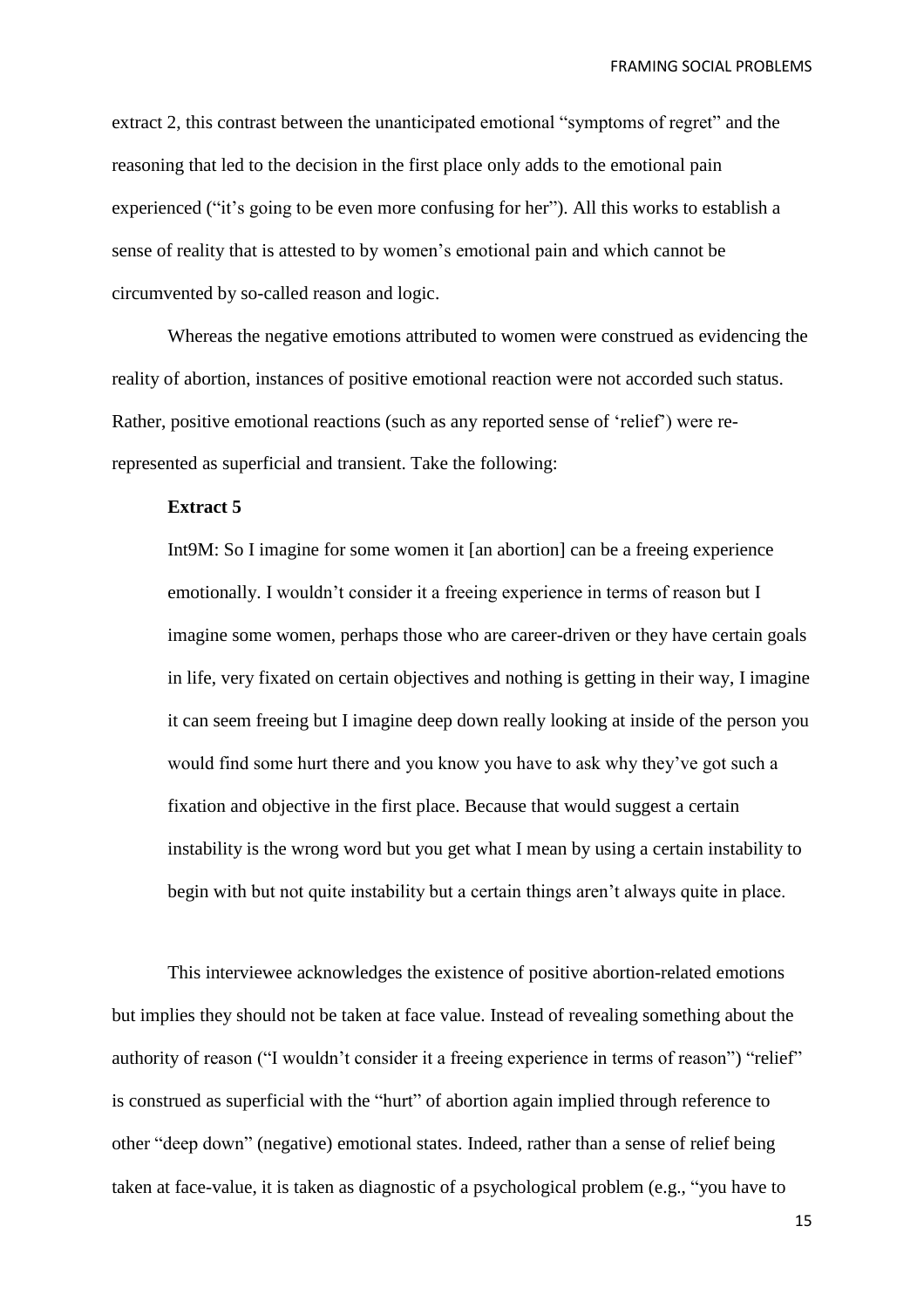extract 2, this contrast between the unanticipated emotional "symptoms of regret" and the reasoning that led to the decision in the first place only adds to the emotional pain experienced ("it's going to be even more confusing for her"). All this works to establish a sense of reality that is attested to by women's emotional pain and which cannot be circumvented by so-called reason and logic.

Whereas the negative emotions attributed to women were construed as evidencing the reality of abortion, instances of positive emotional reaction were not accorded such status. Rather, positive emotional reactions (such as any reported sense of 'relief') were re-represented as superficial and transient. Take the following:

**Extract 5**

> Int9M: So I imagine for some women it [an abortion] can be a freeing experience emotionally. I wouldn't consider it a freeing experience in terms of reason but I imagine some women, perhaps those who are career-driven or they have certain goals in life, very fixated on certain objectives and nothing is getting in their way, I imagine it can seem freeing but I imagine deep down really looking at inside of the person you would find some hurt there and you know you have to ask why they've got such a fixation and objective in the first place. Because that would suggest a certain instability is the wrong word but you get what I mean by using a certain instability to begin with but not quite instability but a certain things aren't always quite in place.

This interviewee acknowledges the existence of positive abortion-related emotions but implies they should not be taken at face value. Instead of revealing something about the authority of reason ("I wouldn't consider it a freeing experience in terms of reason") "relief" is construed as superficial with the "hurt" of abortion again implied through reference to other "deep down" (negative) emotional states. Indeed, rather than a sense of relief being taken at face-value, it is taken as diagnostic of a psychological problem (e.g., "you have to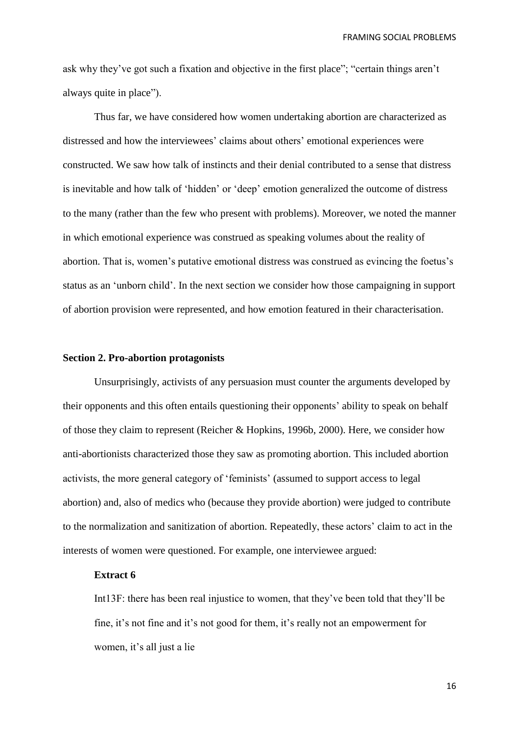ask why they've got such a fixation and objective in the first place"; "certain things aren't always quite in place").

Thus far, we have considered how women undertaking abortion are characterized as distressed and how the interviewees' claims about others' emotional experiences were constructed. We saw how talk of instincts and their denial contributed to a sense that distress is inevitable and how talk of 'hidden' or 'deep' emotion generalized the outcome of distress to the many (rather than the few who present with problems). Moreover, we noted the manner in which emotional experience was construed as speaking volumes about the reality of abortion. That is, women's putative emotional distress was construed as evincing the foetus's status as an 'unborn child'. In the next section we consider how those campaigning in support of abortion provision were represented, and how emotion featured in their characterisation.

### Section 2. Pro-abortion protagonists

Unsurprisingly, activists of any persuasion must counter the arguments developed by their opponents and this often entails questioning their opponents' ability to speak on behalf of those they claim to represent (Reicher & Hopkins, 1996b, 2000). Here, we consider how anti-abortionists characterized those they saw as promoting abortion. This included abortion activists, the more general category of 'feminists' (assumed to support access to legal abortion) and, also of medics who (because they provide abortion) were judged to contribute to the normalization and sanitization of abortion. Repeatedly, these actors' claim to act in the interests of women were questioned. For example, one interviewee argued:

**Extract 6**

Int13F: there has been real injustice to women, that they've been told that they'll be fine, it's not fine and it's not good for them, it's really not an empowerment for women, it's all just a lie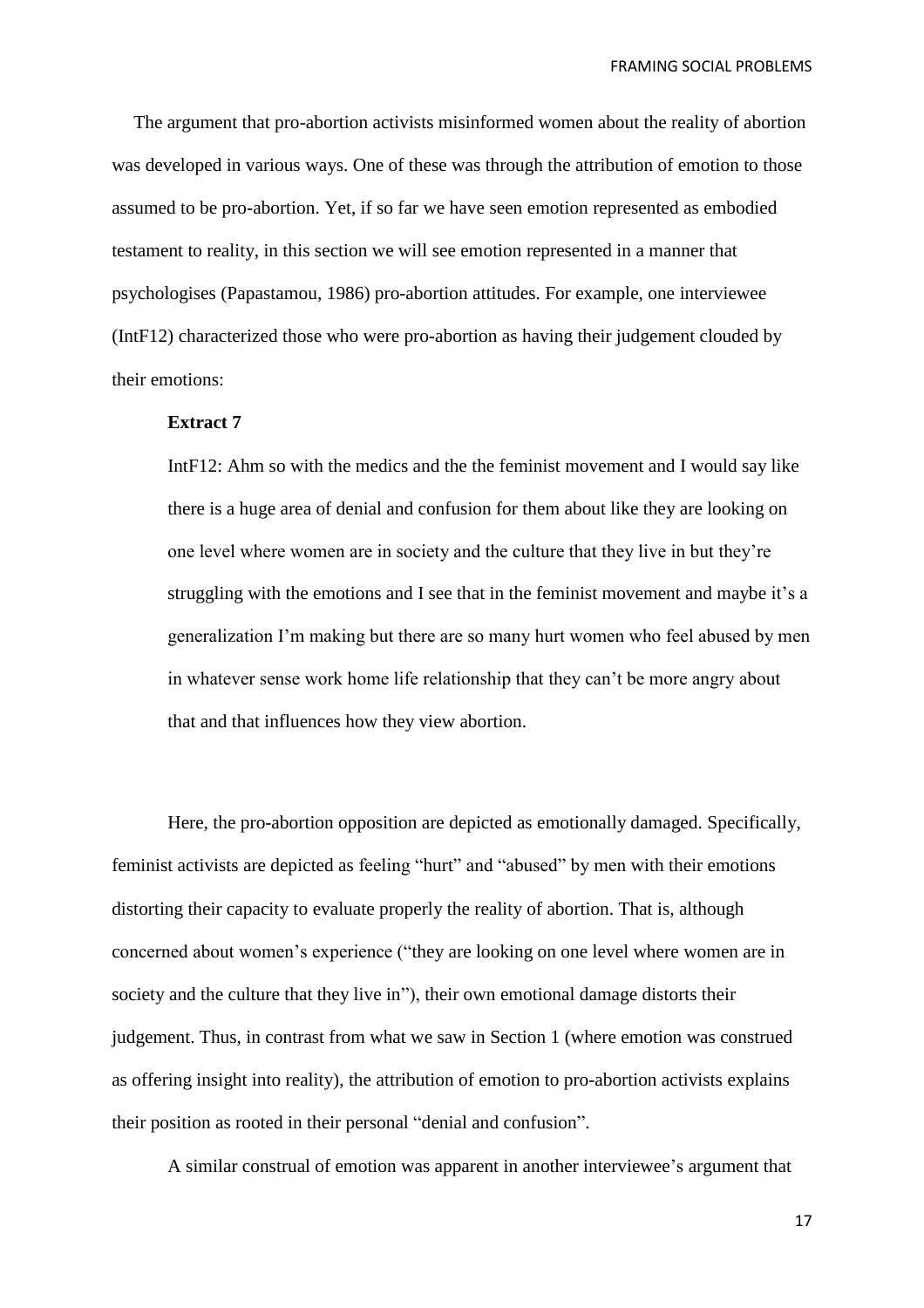The argument that pro-abortion activists misinformed women about the reality of abortion was developed in various ways. One of these was through the attribution of emotion to those assumed to be pro-abortion. Yet, if so far we have seen emotion represented as embodied testament to reality, in this section we will see emotion represented in a manner that psychologises (Papastamou, 1986) pro-abortion attitudes. For example, one interviewee (IntF12) characterized those who were pro-abortion as having their judgement clouded by their emotions:

**Extract 7**

> IntF12: Ahm so with the medics and the the feminist movement and I would say like there is a huge area of denial and confusion for them about like they are looking on one level where women are in society and the culture that they live in but they're struggling with the emotions and I see that in the feminist movement and maybe it's a generalization I'm making but there are so many hurt women who feel abused by men in whatever sense work home life relationship that they can't be more angry about that and that influences how they view abortion.

Here, the pro-abortion opposition are depicted as emotionally damaged. Specifically, feminist activists are depicted as feeling "hurt" and "abused" by men with their emotions distorting their capacity to evaluate properly the reality of abortion. That is, although concerned about women's experience ("they are looking on one level where women are in society and the culture that they live in"), their own emotional damage distorts their judgement. Thus, in contrast from what we saw in Section 1 (where emotion was construed as offering insight into reality), the attribution of emotion to pro-abortion activists explains their position as rooted in their personal "denial and confusion".

A similar construal of emotion was apparent in another interviewee's argument that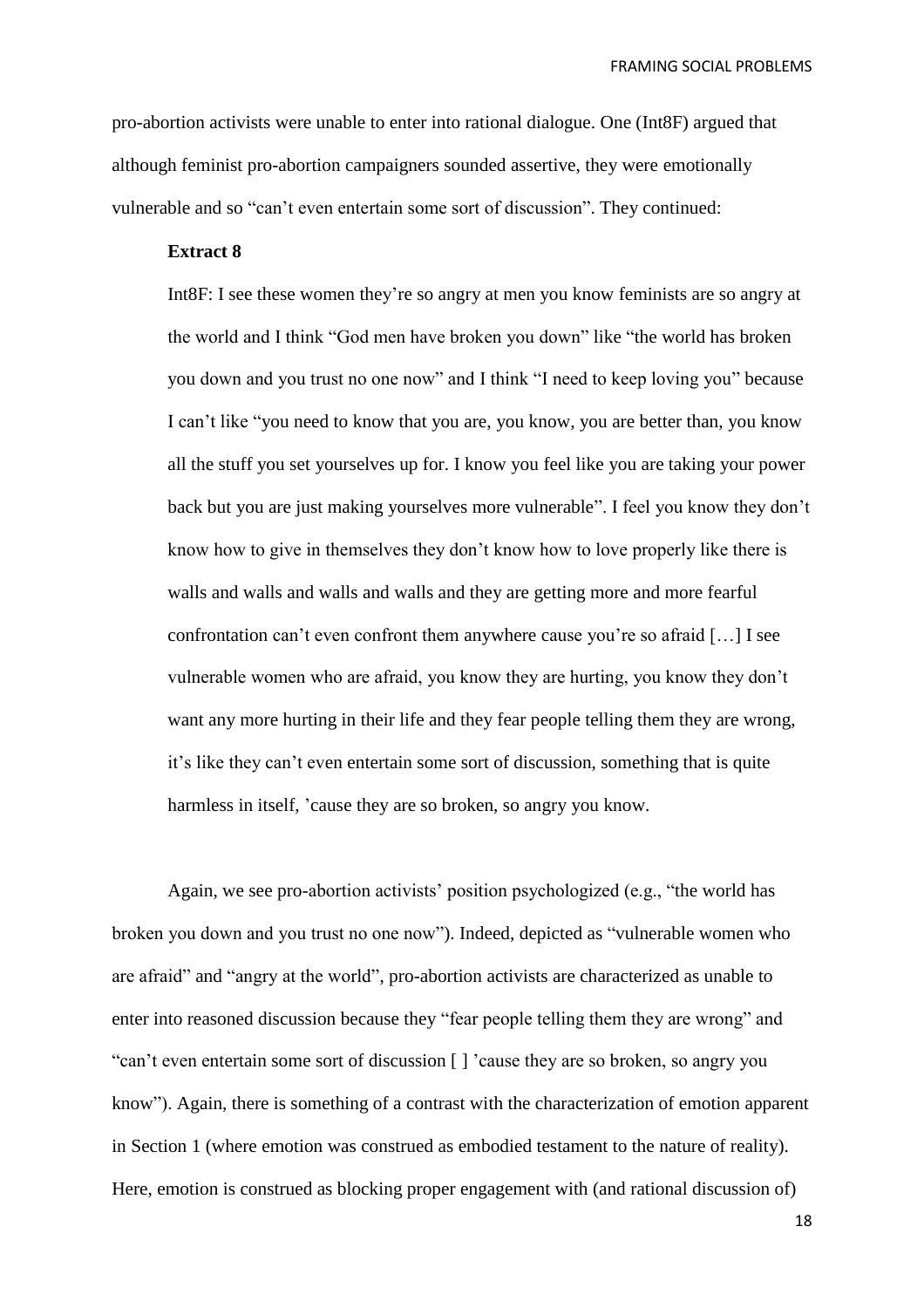pro-abortion activists were unable to enter into rational dialogue. One (Int8F) argued that although feminist pro-abortion campaigners sounded assertive, they were emotionally vulnerable and so "can't even entertain some sort of discussion". They continued:

**Extract 8**

> Int8F: I see these women they're so angry at men you know feminists are so angry at the world and I think "God men have broken you down" like "the world has broken you down and you trust no one now" and I think "I need to keep loving you" because I can't like "you need to know that you are, you know, you are better than, you know all the stuff you set yourselves up for. I know you feel like you are taking your power back but you are just making yourselves more vulnerable". I feel you know they don't know how to give in themselves they don't know how to love properly like there is walls and walls and walls and walls and they are getting more and more fearful confrontation can't even confront them anywhere cause you're so afraid […] I see vulnerable women who are afraid, you know they are hurting, you know they don't want any more hurting in their life and they fear people telling them they are wrong, it's like they can't even entertain some sort of discussion, something that is quite harmless in itself, 'cause they are so broken, so angry you know.

Again, we see pro-abortion activists' position psychologized (e.g., "the world has broken you down and you trust no one now"). Indeed, depicted as "vulnerable women who are afraid" and "angry at the world", pro-abortion activists are characterized as unable to enter into reasoned discussion because they "fear people telling them they are wrong" and "can't even entertain some sort of discussion [ ] 'cause they are so broken, so angry you know"). Again, there is something of a contrast with the characterization of emotion apparent in Section 1 (where emotion was construed as embodied testament to the nature of reality). Here, emotion is construed as blocking proper engagement with (and rational discussion of)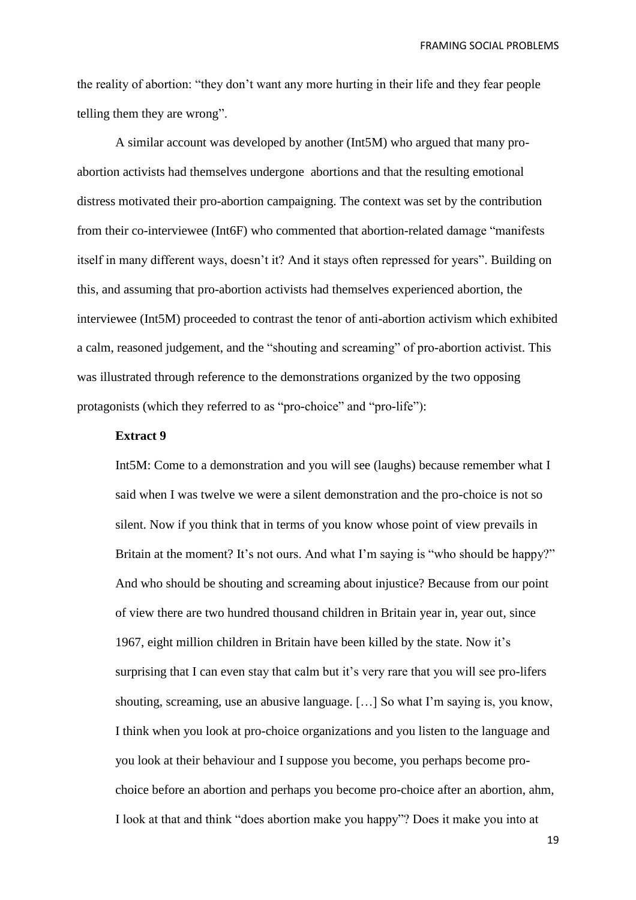the reality of abortion: "they don't want any more hurting in their life and they fear people telling them they are wrong".

A similar account was developed by another (Int5M) who argued that many pro-abortion activists had themselves undergone abortions and that the resulting emotional distress motivated their pro-abortion campaigning. The context was set by the contribution from their co-interviewee (Int6F) who commented that abortion-related damage "manifests itself in many different ways, doesn't it? And it stays often repressed for years". Building on this, and assuming that pro-abortion activists had themselves experienced abortion, the interviewee (Int5M) proceeded to contrast the tenor of anti-abortion activism which exhibited a calm, reasoned judgement, and the "shouting and screaming" of pro-abortion activist. This was illustrated through reference to the demonstrations organized by the two opposing protagonists (which they referred to as "pro-choice" and "pro-life"):

**Extract 9**

Int5M: Come to a demonstration and you will see (laughs) because remember what I said when I was twelve we were a silent demonstration and the pro-choice is not so silent. Now if you think that in terms of you know whose point of view prevails in Britain at the moment? It's not ours. And what I'm saying is "who should be happy?" And who should be shouting and screaming about injustice? Because from our point of view there are two hundred thousand children in Britain year in, year out, since 1967, eight million children in Britain have been killed by the state. Now it's surprising that I can even stay that calm but it's very rare that you will see pro-lifers shouting, screaming, use an abusive language. […] So what I'm saying is, you know, I think when you look at pro-choice organizations and you listen to the language and you look at their behaviour and I suppose you become, you perhaps become pro-choice before an abortion and perhaps you become pro-choice after an abortion, ahm, I look at that and think "does abortion make you happy"? Does it make you into at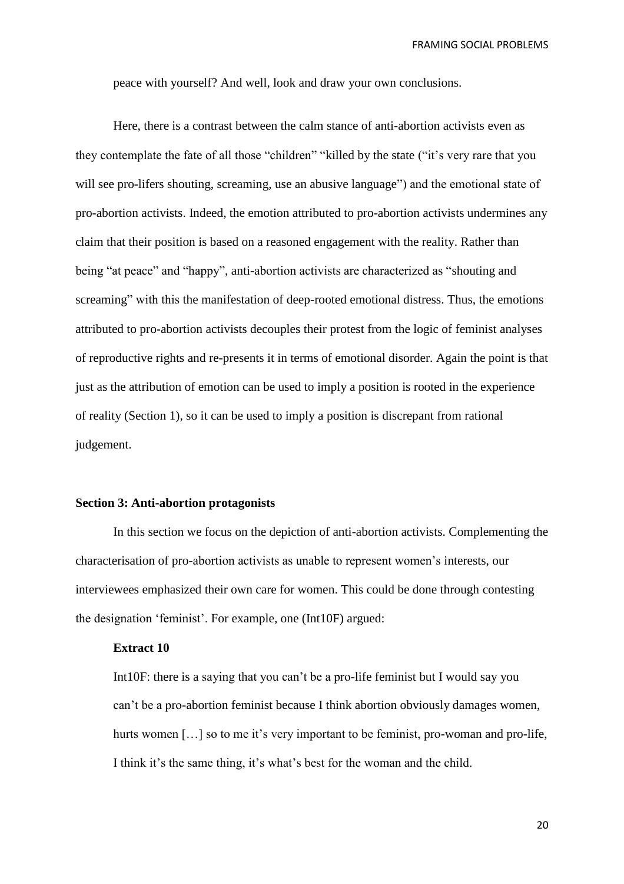peace with yourself? And well, look and draw your own conclusions.

Here, there is a contrast between the calm stance of anti-abortion activists even as they contemplate the fate of all those "children" "killed by the state ("it's very rare that you will see pro-lifers shouting, screaming, use an abusive language") and the emotional state of pro-abortion activists. Indeed, the emotion attributed to pro-abortion activists undermines any claim that their position is based on a reasoned engagement with the reality. Rather than being "at peace" and "happy", anti-abortion activists are characterized as "shouting and screaming" with this the manifestation of deep-rooted emotional distress. Thus, the emotions attributed to pro-abortion activists decouples their protest from the logic of feminist analyses of reproductive rights and re-presents it in terms of emotional disorder. Again the point is that just as the attribution of emotion can be used to imply a position is rooted in the experience of reality (Section 1), so it can be used to imply a position is discrepant from rational judgement.

### Section 3: Anti-abortion protagonists

In this section we focus on the depiction of anti-abortion activists. Complementing the characterisation of pro-abortion activists as unable to represent women's interests, our interviewees emphasized their own care for women. This could be done through contesting the designation 'feminist'. For example, one (Int10F) argued:

**Extract 10**

Int10F: there is a saying that you can't be a pro-life feminist but I would say you can't be a pro-abortion feminist because I think abortion obviously damages women, hurts women […] so to me it's very important to be feminist, pro-woman and pro-life, I think it's the same thing, it's what's best for the woman and the child.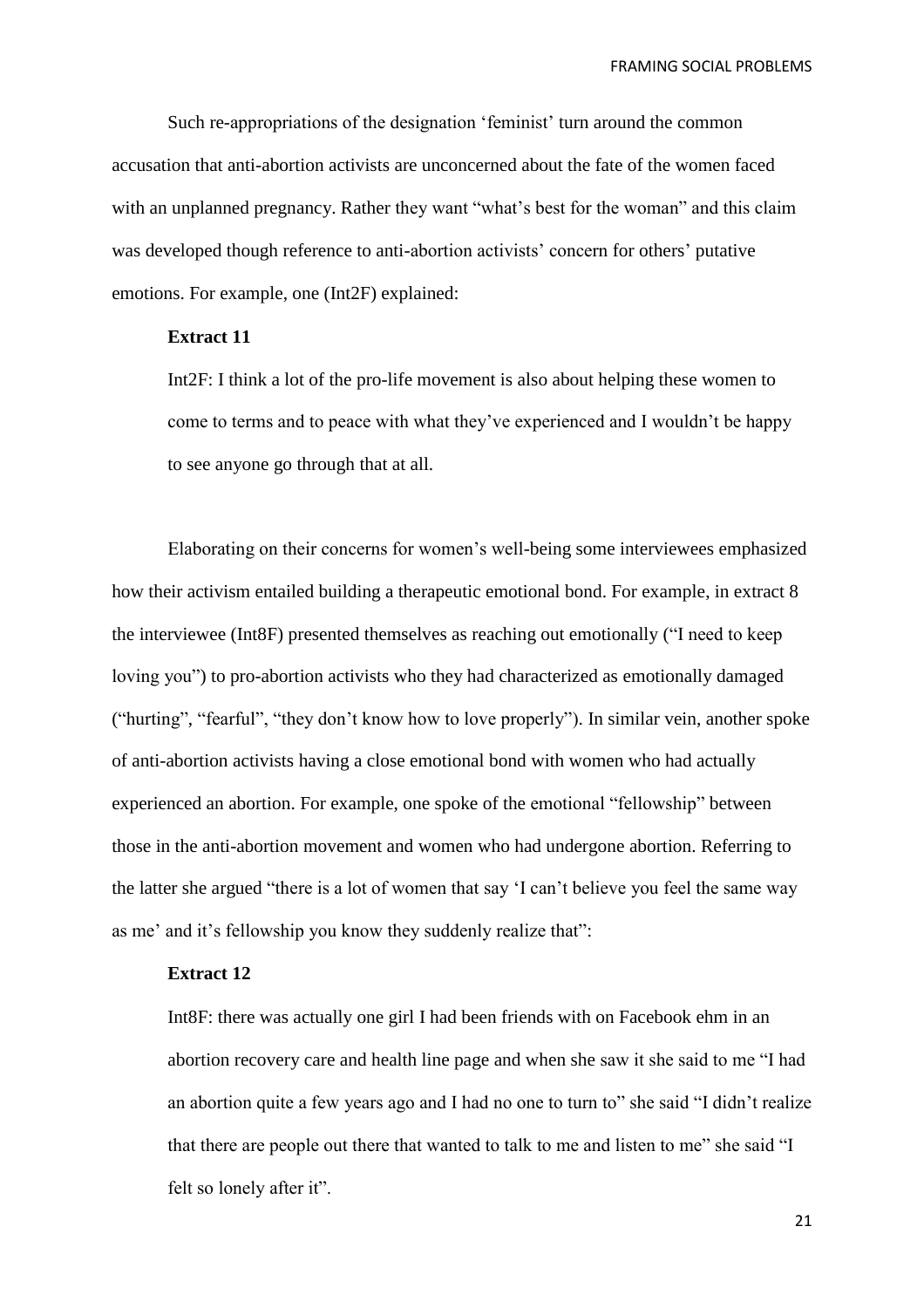Such re-appropriations of the designation 'feminist' turn around the common accusation that anti-abortion activists are unconcerned about the fate of the women faced with an unplanned pregnancy. Rather they want "what's best for the woman" and this claim was developed though reference to anti-abortion activists' concern for others' putative emotions. For example, one (Int2F) explained:

**Extract 11**

> Int2F: I think a lot of the pro-life movement is also about helping these women to come to terms and to peace with what they've experienced and I wouldn't be happy to see anyone go through that at all.

Elaborating on their concerns for women's well-being some interviewees emphasized how their activism entailed building a therapeutic emotional bond. For example, in extract 8 the interviewee (Int8F) presented themselves as reaching out emotionally ("I need to keep loving you") to pro-abortion activists who they had characterized as emotionally damaged ("hurting", "fearful", "they don't know how to love properly"). In similar vein, another spoke of anti-abortion activists having a close emotional bond with women who had actually experienced an abortion. For example, one spoke of the emotional "fellowship" between those in the anti-abortion movement and women who had undergone abortion. Referring to the latter she argued "there is a lot of women that say 'I can't believe you feel the same way as me' and it's fellowship you know they suddenly realize that":

**Extract 12**

> Int8F: there was actually one girl I had been friends with on Facebook ehm in an abortion recovery care and health line page and when she saw it she said to me "I had an abortion quite a few years ago and I had no one to turn to" she said "I didn't realize that there are people out there that wanted to talk to me and listen to me" she said "I felt so lonely after it".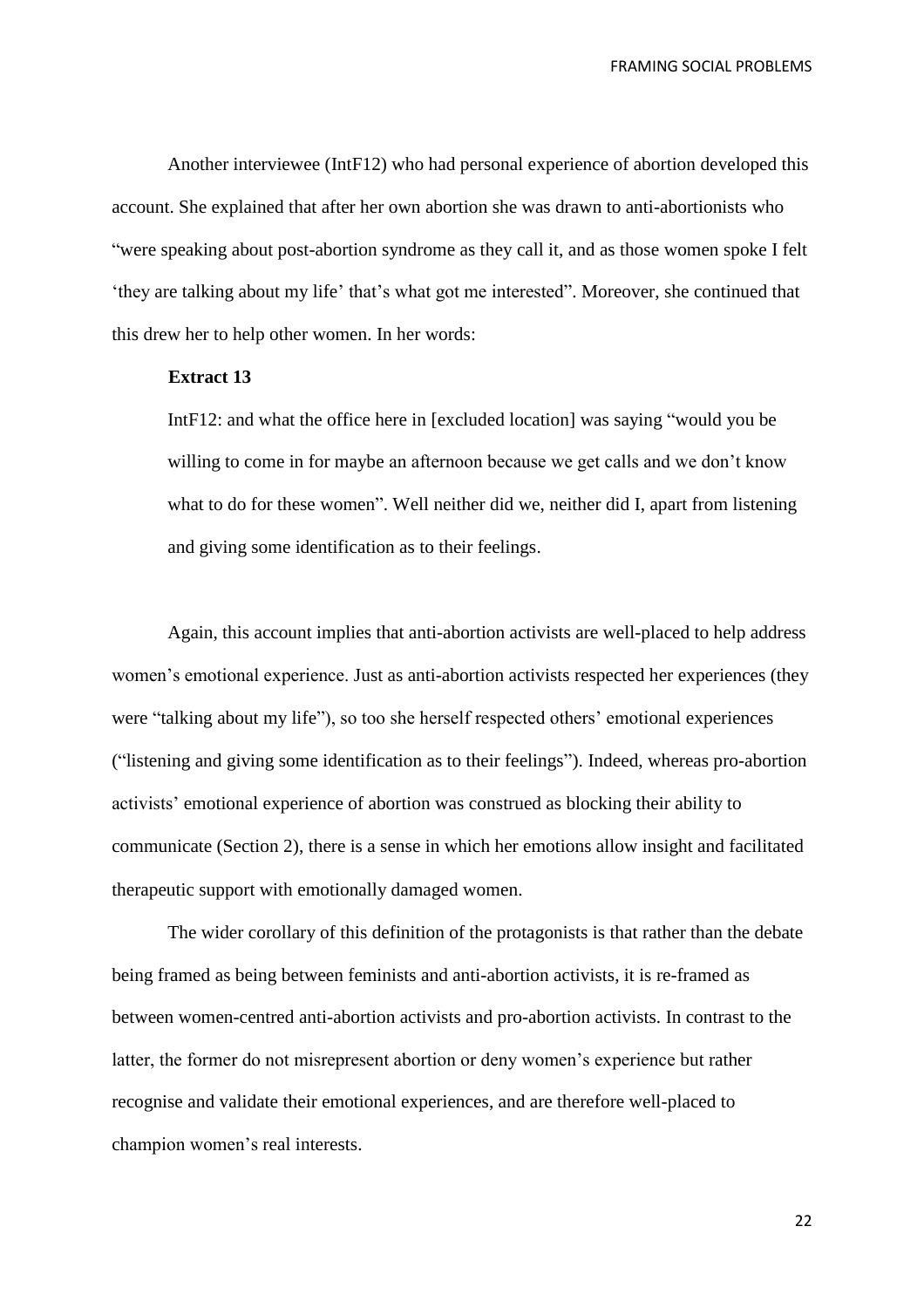Another interviewee (IntF12) who had personal experience of abortion developed this account. She explained that after her own abortion she was drawn to anti-abortionists who "were speaking about post-abortion syndrome as they call it, and as those women spoke I felt 'they are talking about my life' that's what got me interested". Moreover, she continued that this drew her to help other women. In her words:

**Extract 13**

> IntF12: and what the office here in [excluded location] was saying "would you be willing to come in for maybe an afternoon because we get calls and we don't know what to do for these women". Well neither did we, neither did I, apart from listening and giving some identification as to their feelings.

Again, this account implies that anti-abortion activists are well-placed to help address women's emotional experience. Just as anti-abortion activists respected her experiences (they were "talking about my life"), so too she herself respected others' emotional experiences ("listening and giving some identification as to their feelings"). Indeed, whereas pro-abortion activists' emotional experience of abortion was construed as blocking their ability to communicate (Section 2), there is a sense in which her emotions allow insight and facilitated therapeutic support with emotionally damaged women.

The wider corollary of this definition of the protagonists is that rather than the debate being framed as being between feminists and anti-abortion activists, it is re-framed as between women-centred anti-abortion activists and pro-abortion activists. In contrast to the latter, the former do not misrepresent abortion or deny women's experience but rather recognise and validate their emotional experiences, and are therefore well-placed to champion women's real interests.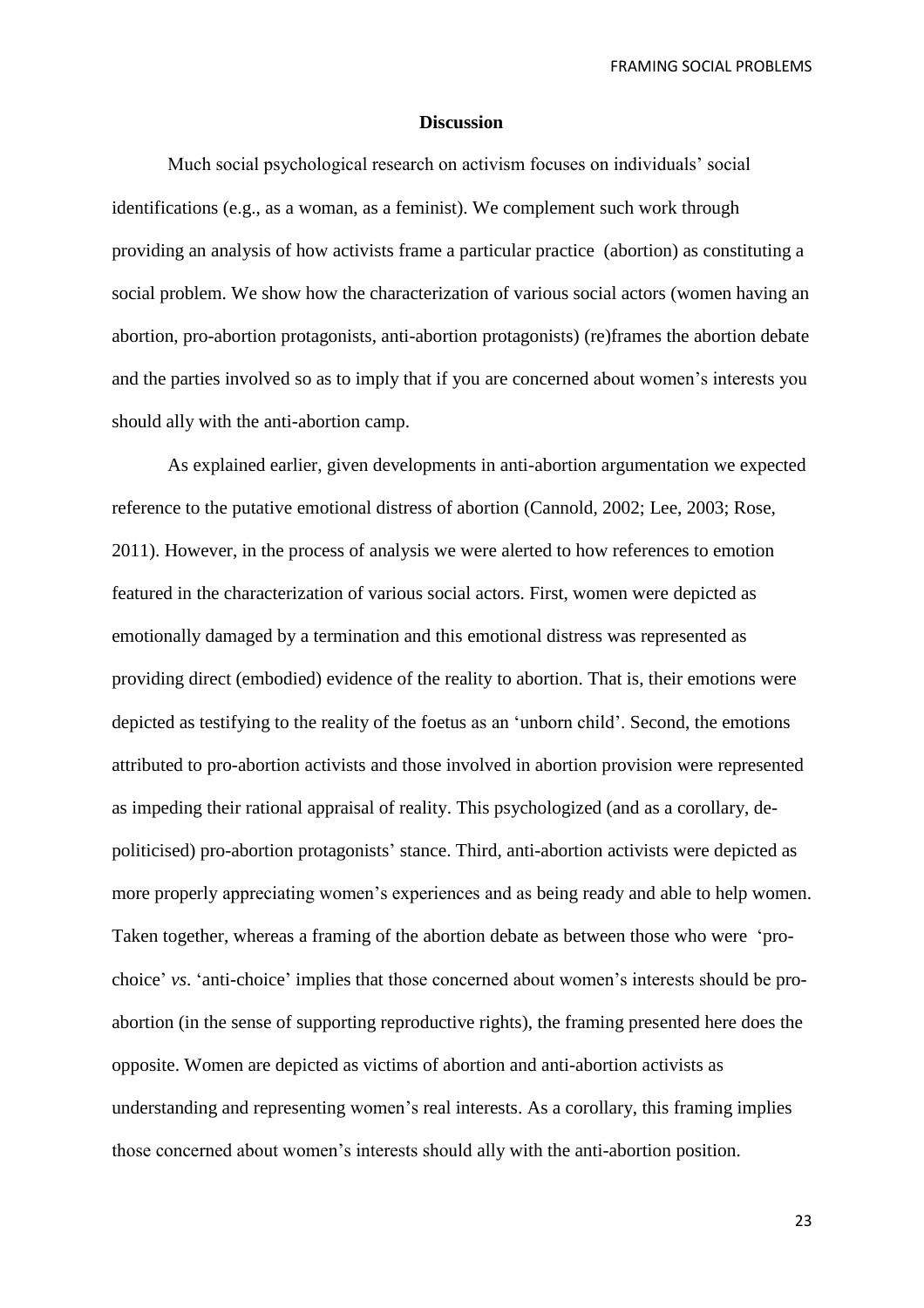## Discussion

Much social psychological research on activism focuses on individuals' social identifications (e.g., as a woman, as a feminist). We complement such work through providing an analysis of how activists frame a particular practice (abortion) as constituting a social problem. We show how the characterization of various social actors (women having an abortion, pro-abortion protagonists, anti-abortion protagonists) (re)frames the abortion debate and the parties involved so as to imply that if you are concerned about women's interests you should ally with the anti-abortion camp.

As explained earlier, given developments in anti-abortion argumentation we expected reference to the putative emotional distress of abortion (Cannold, 2002; Lee, 2003; Rose, 2011). However, in the process of analysis we were alerted to how references to emotion featured in the characterization of various social actors. First, women were depicted as emotionally damaged by a termination and this emotional distress was represented as providing direct (embodied) evidence of the reality to abortion. That is, their emotions were depicted as testifying to the reality of the foetus as an 'unborn child'. Second, the emotions attributed to pro-abortion activists and those involved in abortion provision were represented as impeding their rational appraisal of reality. This psychologized (and as a corollary, de-politicised) pro-abortion protagonists' stance. Third, anti-abortion activists were depicted as more properly appreciating women's experiences and as being ready and able to help women. Taken together, whereas a framing of the abortion debate as between those who were 'pro-choice' *vs*. 'anti-choice' implies that those concerned about women's interests should be pro-abortion (in the sense of supporting reproductive rights), the framing presented here does the opposite. Women are depicted as victims of abortion and anti-abortion activists as understanding and representing women's real interests. As a corollary, this framing implies those concerned about women's interests should ally with the anti-abortion position.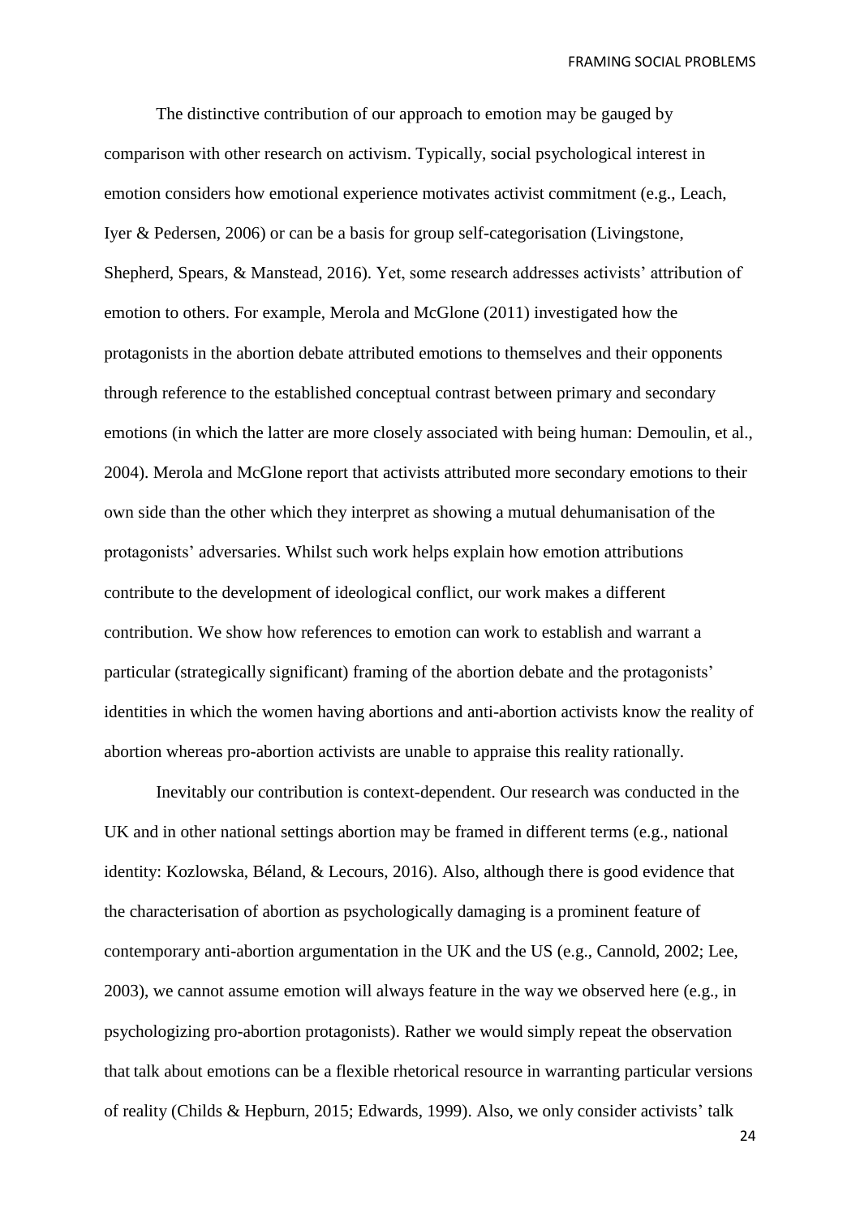The distinctive contribution of our approach to emotion may be gauged by comparison with other research on activism. Typically, social psychological interest in emotion considers how emotional experience motivates activist commitment (e.g., Leach, Iyer & Pedersen, 2006) or can be a basis for group self-categorisation (Livingstone, Shepherd, Spears, & Manstead, 2016). Yet, some research addresses activists' attribution of emotion to others. For example, Merola and McGlone (2011) investigated how the protagonists in the abortion debate attributed emotions to themselves and their opponents through reference to the established conceptual contrast between primary and secondary emotions (in which the latter are more closely associated with being human: Demoulin, et al., 2004). Merola and McGlone report that activists attributed more secondary emotions to their own side than the other which they interpret as showing a mutual dehumanisation of the protagonists' adversaries. Whilst such work helps explain how emotion attributions contribute to the development of ideological conflict, our work makes a different contribution. We show how references to emotion can work to establish and warrant a particular (strategically significant) framing of the abortion debate and the protagonists' identities in which the women having abortions and anti-abortion activists know the reality of abortion whereas pro-abortion activists are unable to appraise this reality rationally.

Inevitably our contribution is context-dependent. Our research was conducted in the UK and in other national settings abortion may be framed in different terms (e.g., national identity: Kozlowska, Béland, & Lecours, 2016). Also, although there is good evidence that the characterisation of abortion as psychologically damaging is a prominent feature of contemporary anti-abortion argumentation in the UK and the US (e.g., Cannold, 2002; Lee, 2003), we cannot assume emotion will always feature in the way we observed here (e.g., in psychologizing pro-abortion protagonists). Rather we would simply repeat the observation that talk about emotions can be a flexible rhetorical resource in warranting particular versions of reality (Childs & Hepburn, 2015; Edwards, 1999). Also, we only consider activists' talk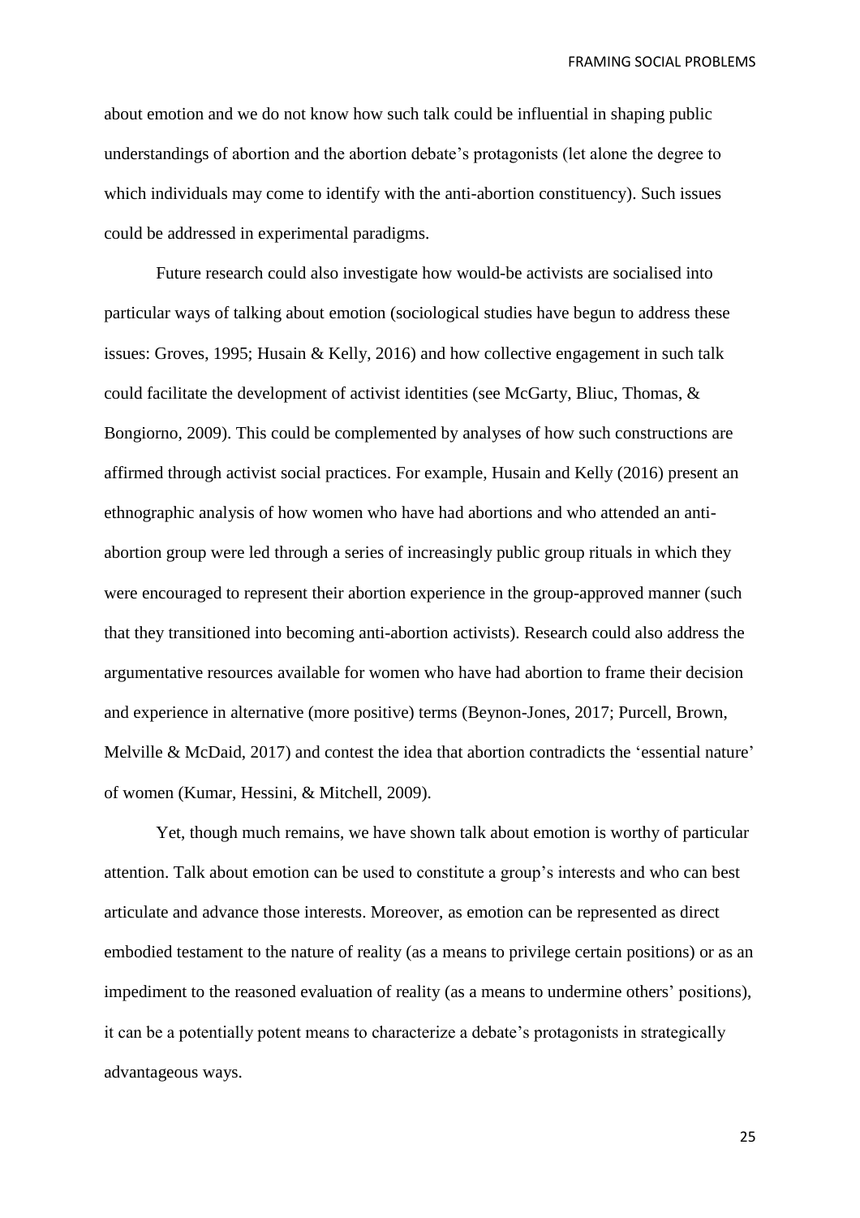about emotion and we do not know how such talk could be influential in shaping public understandings of abortion and the abortion debate's protagonists (let alone the degree to which individuals may come to identify with the anti-abortion constituency). Such issues could be addressed in experimental paradigms.

Future research could also investigate how would-be activists are socialised into particular ways of talking about emotion (sociological studies have begun to address these issues: Groves, 1995; Husain & Kelly, 2016) and how collective engagement in such talk could facilitate the development of activist identities (see McGarty, Bliuc, Thomas, & Bongiorno, 2009). This could be complemented by analyses of how such constructions are affirmed through activist social practices. For example, Husain and Kelly (2016) present an ethnographic analysis of how women who have had abortions and who attended an anti-abortion group were led through a series of increasingly public group rituals in which they were encouraged to represent their abortion experience in the group-approved manner (such that they transitioned into becoming anti-abortion activists). Research could also address the argumentative resources available for women who have had abortion to frame their decision and experience in alternative (more positive) terms (Beynon-Jones, 2017; Purcell, Brown, Melville & McDaid, 2017) and contest the idea that abortion contradicts the 'essential nature' of women (Kumar, Hessini, & Mitchell, 2009).

Yet, though much remains, we have shown talk about emotion is worthy of particular attention. Talk about emotion can be used to constitute a group's interests and who can best articulate and advance those interests. Moreover, as emotion can be represented as direct embodied testament to the nature of reality (as a means to privilege certain positions) or as an impediment to the reasoned evaluation of reality (as a means to undermine others' positions), it can be a potentially potent means to characterize a debate's protagonists in strategically advantageous ways.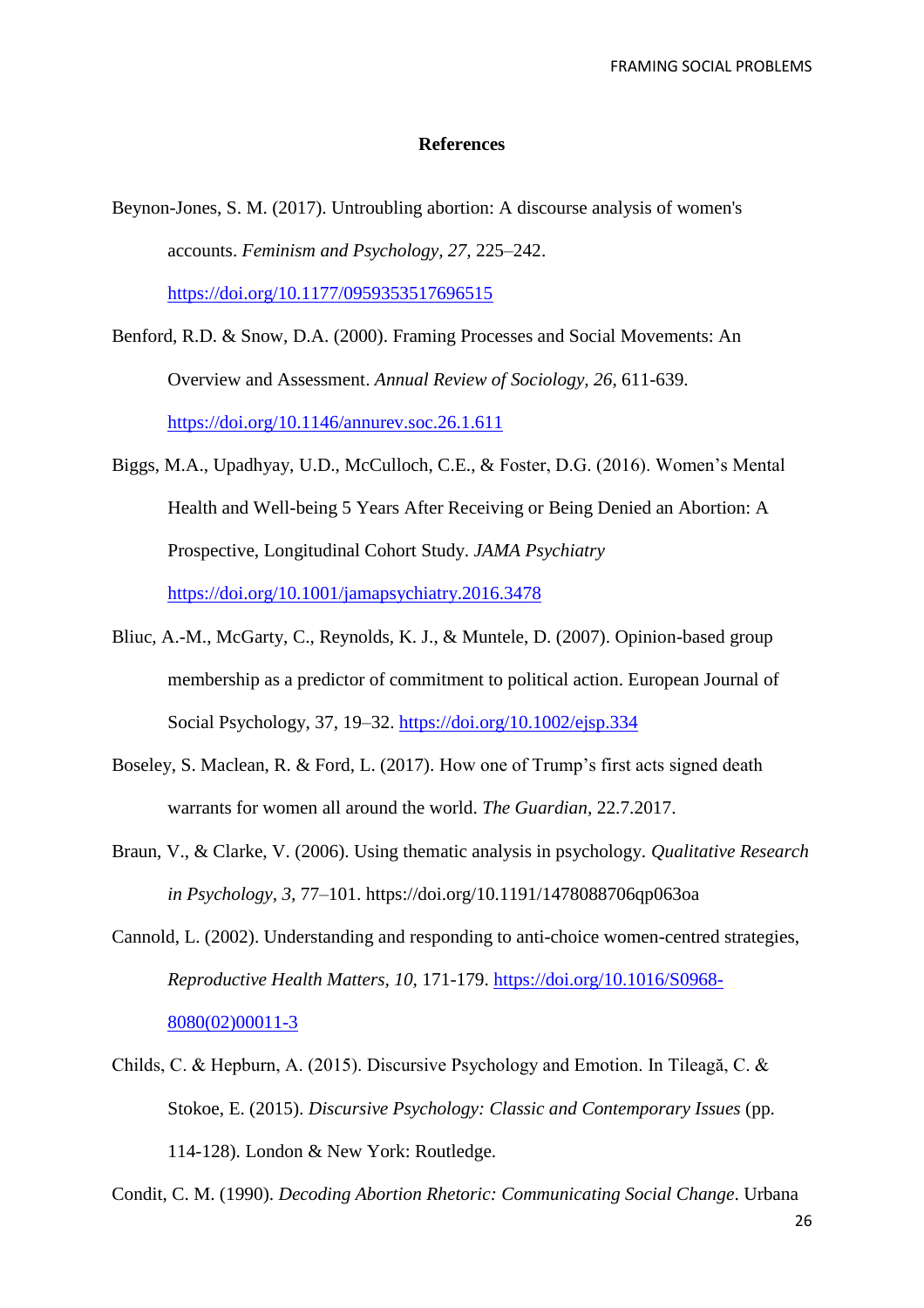## References

Beynon-Jones, S. M. (2017). Untroubling abortion: A discourse analysis of women's accounts. *Feminism and Psychology, 27,* 225–242. https://doi.org/10.1177/0959353517696515

Benford, R.D. & Snow, D.A. (2000). Framing Processes and Social Movements: An Overview and Assessment. *Annual Review of Sociology, 26*, 611-639. https://doi.org/10.1146/annurev.soc.26.1.611

Biggs, M.A., Upadhyay, U.D., McCulloch, C.E., & Foster, D.G. (2016). Women's Mental Health and Well-being 5 Years After Receiving or Being Denied an Abortion: A Prospective, Longitudinal Cohort Study. *JAMA Psychiatry* https://doi.org/10.1001/jamapsychiatry.2016.3478

Bliuc, A.-M., McGarty, C., Reynolds, K. J., & Muntele, D. (2007). Opinion-based group membership as a predictor of commitment to political action. European Journal of Social Psychology, 37, 19–32. https://doi.org/10.1002/ejsp.334

Boseley, S. Maclean, R. & Ford, L. (2017). How one of Trump's first acts signed death warrants for women all around the world. *The Guardian*, 22.7.2017.

Braun, V., & Clarke, V. (2006). Using thematic analysis in psychology. *Qualitative Research in Psychology, 3,* 77–101. https://doi.org/10.1191/1478088706qp063oa

Cannold, L. (2002). Understanding and responding to anti-choice women-centred strategies, *Reproductive Health Matters, 10,* 171-179. https://doi.org/10.1016/S0968-8080(02)00011-3

Childs, C. & Hepburn, A. (2015). Discursive Psychology and Emotion. In Tileagă, C. & Stokoe, E. (2015). *Discursive Psychology: Classic and Contemporary Issues* (pp. 114-128). London & New York: Routledge.

Condit, C. M. (1990). *Decoding Abortion Rhetoric: Communicating Social Change*. Urbana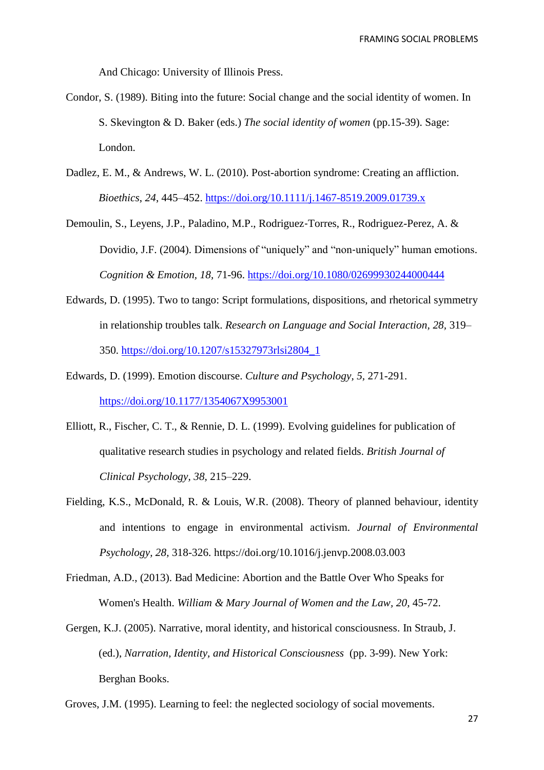And Chicago: University of Illinois Press.

Condor, S. (1989). Biting into the future: Social change and the social identity of women. In S. Skevington & D. Baker (eds.) *The social identity of women* (pp.15-39). Sage: London.

Dadlez, E. M., & Andrews, W. L. (2010). Post-abortion syndrome: Creating an affliction. *Bioethics*, *24*, 445–452. https://doi.org/10.1111/j.1467-8519.2009.01739.x

Demoulin, S., Leyens, J.P., Paladino, M.P., Rodriguez-Torres, R., Rodriguez-Perez, A. & Dovidio, J.F. (2004). Dimensions of "uniquely" and "non-uniquely" human emotions. *Cognition & Emotion, 18*, 71-96. https://doi.org/10.1080/02699930244000444

Edwards, D. (1995). Two to tango: Script formulations, dispositions, and rhetorical symmetry in relationship troubles talk. *Research on Language and Social Interaction*, *28*, 319–350. https://doi.org/10.1207/s15327973rlsi2804_1

Edwards, D. (1999). Emotion discourse. *Culture and Psychology, 5,* 271-291. https://doi.org/10.1177/1354067X9953001

Elliott, R., Fischer, C. T., & Rennie, D. L. (1999). Evolving guidelines for publication of qualitative research studies in psychology and related fields. *British Journal of Clinical Psychology*, *38*, 215–229.

Fielding, K.S., McDonald, R. & Louis, W.R. (2008). Theory of planned behaviour, identity and intentions to engage in environmental activism. *Journal of Environmental Psychology, 28,* 318-326. https://doi.org/10.1016/j.jenvp.2008.03.003

Friedman, A.D., (2013). Bad Medicine: Abortion and the Battle Over Who Speaks for Women's Health. *William & Mary Journal of Women and the Law, 20,* 45-72.

Gergen, K.J. (2005). Narrative, moral identity, and historical consciousness. In Straub, J. (ed.), *Narration, Identity, and Historical Consciousness* (pp. 3-99). New York: Berghan Books.

Groves, J.M. (1995). Learning to feel: the neglected sociology of social movements.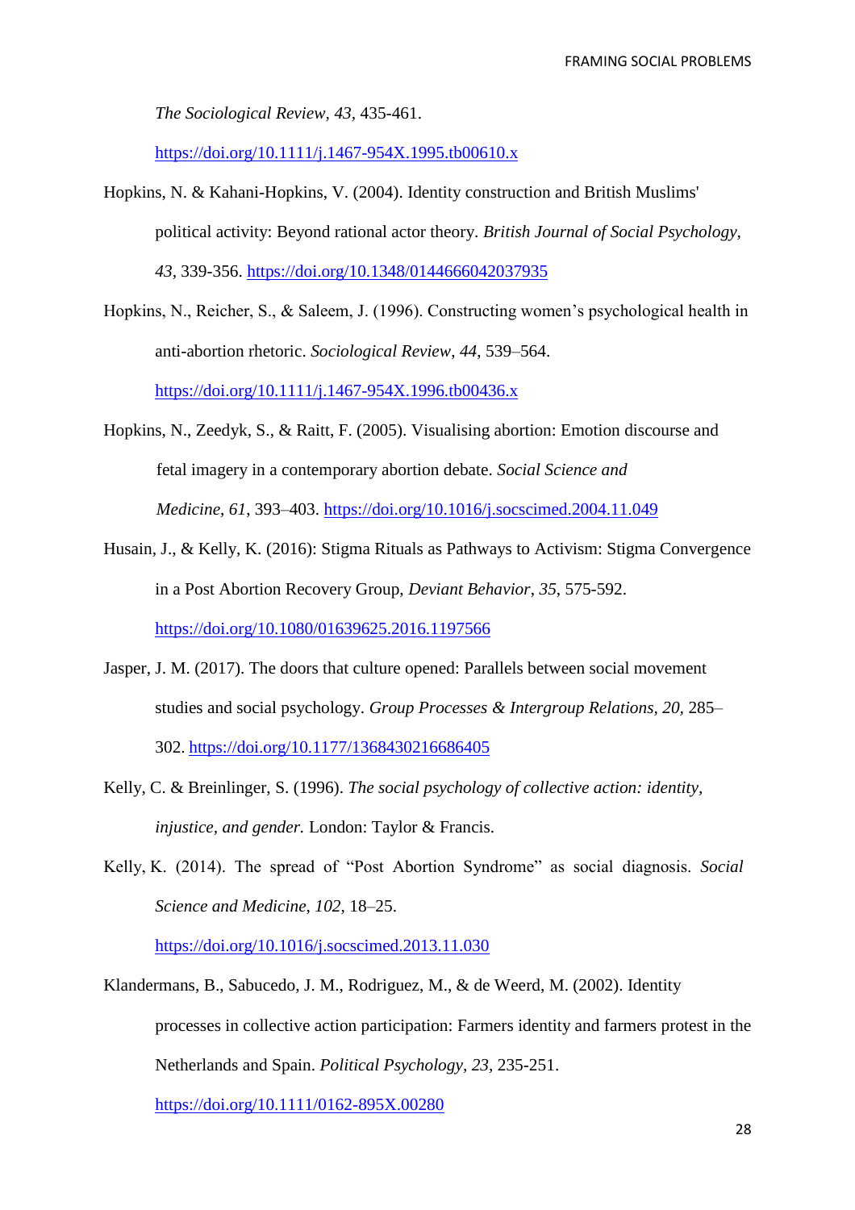*The Sociological Review, 43,* 435-461. https://doi.org/10.1111/j.1467-954X.1995.tb00610.x

Hopkins, N. & Kahani-Hopkins, V. (2004). Identity construction and British Muslims' political activity: Beyond rational actor theory. *British Journal of Social Psychology, 43,* 339-356. https://doi.org/10.1348/0144666042037935

Hopkins, N., Reicher, S., & Saleem, J. (1996). Constructing women's psychological health in anti-abortion rhetoric. *Sociological Review*, *44*, 539–564. https://doi.org/10.1111/j.1467-954X.1996.tb00436.x

Hopkins, N., Zeedyk, S., & Raitt, F. (2005). Visualising abortion: Emotion discourse and fetal imagery in a contemporary abortion debate. *Social Science and Medicine*, *61*, 393–403. https://doi.org/10.1016/j.socscimed.2004.11.049

Husain, J., & Kelly, K. (2016): Stigma Rituals as Pathways to Activism: Stigma Convergence in a Post Abortion Recovery Group, *Deviant Behavior*, *35*, 575-592. https://doi.org/10.1080/01639625.2016.1197566

Jasper, J. M. (2017). The doors that culture opened: Parallels between social movement studies and social psychology. *Group Processes & Intergroup Relations*, *20*, 285–302. https://doi.org/10.1177/1368430216686405

Kelly, C. & Breinlinger, S. (1996). *The social psychology of collective action: identity, injustice, and gender.* London: Taylor & Francis.

Kelly, K. (2014). The spread of "Post Abortion Syndrome" as social diagnosis. *Social Science and Medicine*, *102*, 18–25. https://doi.org/10.1016/j.socscimed.2013.11.030

Klandermans, B., Sabucedo, J. M., Rodriguez, M., & de Weerd, M. (2002). Identity processes in collective action participation: Farmers identity and farmers protest in the Netherlands and Spain. *Political Psychology, 23,* 235-251. https://doi.org/10.1111/0162-895X.00280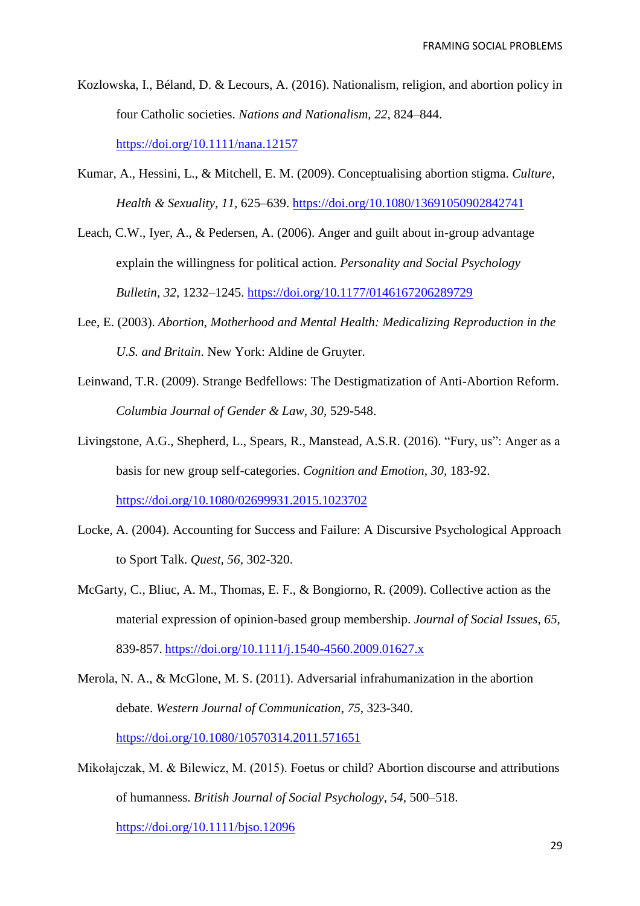Kozlowska, I., Béland, D. & Lecours, A. (2016). Nationalism, religion, and abortion policy in four Catholic societies. *Nations and Nationalism, 22,* 824–844. https://doi.org/10.1111/nana.12157

Kumar, A., Hessini, L., & Mitchell, E. M. (2009). Conceptualising abortion stigma. *Culture, Health & Sexuality*, *11,* 625–639. https://doi.org/10.1080/13691050902842741

Leach, C.W., Iyer, A., & Pedersen, A. (2006). Anger and guilt about in-group advantage explain the willingness for political action. *Personality and Social Psychology Bulletin*, *32,* 1232–1245. https://doi.org/10.1177/0146167206289729

Lee, E. (2003). *Abortion, Motherhood and Mental Health: Medicalizing Reproduction in the U.S. and Britain*. New York: Aldine de Gruyter.

Leinwand, T.R. (2009). Strange Bedfellows: The Destigmatization of Anti-Abortion Reform. *Columbia Journal of Gender & Law*, *30*, 529-548.

Livingstone, A.G., Shepherd, L., Spears, R., Manstead, A.S.R. (2016). "Fury, us": Anger as a basis for new group self-categories. *Cognition and Emotion, 30,* 183-92. https://doi.org/10.1080/02699931.2015.1023702

Locke, A. (2004). Accounting for Success and Failure: A Discursive Psychological Approach to Sport Talk. *Quest*, *56*, 302-320.

McGarty, C., Bliuc, A. M., Thomas, E. F., & Bongiorno, R. (2009). Collective action as the material expression of opinion-based group membership. *Journal of Social Issues, 65,* 839-857. https://doi.org/10.1111/j.1540-4560.2009.01627.x

Merola, N. A., & McGlone, M. S. (2011). Adversarial infrahumanization in the abortion debate. *Western Journal of Communication*, *75*, 323-340. https://doi.org/10.1080/10570314.2011.571651

Mikołajczak, M. & Bilewicz, M. (2015). Foetus or child? Abortion discourse and attributions of humanness. *British Journal of Social Psychology*, *54*, 500–518. https://doi.org/10.1111/bjso.12096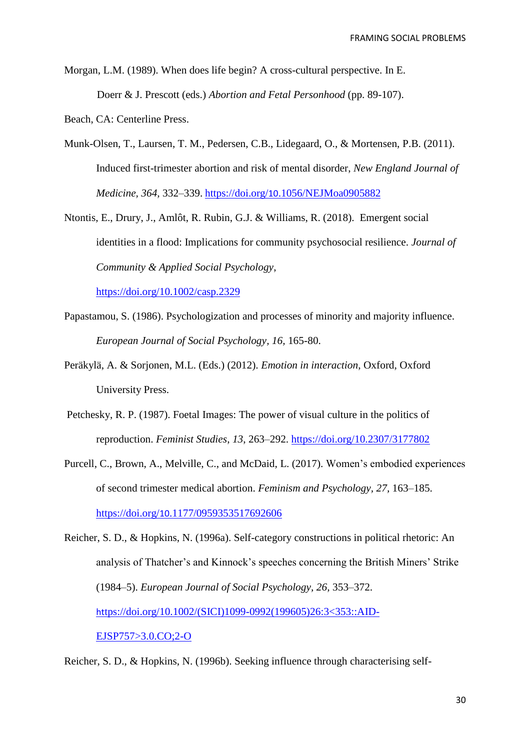Morgan, L.M. (1989). When does life begin? A cross-cultural perspective. In E. Doerr & J. Prescott (eds.) *Abortion and Fetal Personhood* (pp. 89-107).

Beach, CA: Centerline Press.

Munk-Olsen, T., Laursen, T. M., Pedersen, C.B., Lidegaard, O., & Mortensen, P.B. (2011). Induced first-trimester abortion and risk of mental disorder, *New England Journal of Medicine*, *364*, 332–339. https://doi.org/10.1056/NEJMoa0905882

Ntontis, E., Drury, J., Amlôt, R. Rubin, G.J. & Williams, R. (2018). Emergent social identities in a flood: Implications for community psychosocial resilience. *Journal of Community & Applied Social Psychology*, https://doi.org/10.1002/casp.2329

Papastamou, S. (1986). Psychologization and processes of minority and majority influence. *European Journal of Social Psychology, 16,* 165-80.

Peräkylä, A. & Sorjonen, M.L. (Eds.) (2012). *Emotion in interaction*, Oxford, Oxford University Press.

Petchesky, R. P. (1987). Foetal Images: The power of visual culture in the politics of reproduction. *Feminist Studies*, *13*, 263–292. https://doi.org/10.2307/3177802

Purcell, C., Brown, A., Melville, C., and McDaid, L. (2017). Women's embodied experiences of second trimester medical abortion. *Feminism and Psychology*, *27*, 163–185. https://doi.org/10.1177/0959353517692606

Reicher, S. D., & Hopkins, N. (1996a). Self-category constructions in political rhetoric: An analysis of Thatcher's and Kinnock's speeches concerning the British Miners' Strike (1984–5). *European Journal of Social Psychology*, *26*, 353–372. https://doi.org/10.1002/(SICI)1099-0992(199605)26:3<353::AID-EJSP757>3.0.CO;2-O

Reicher, S. D., & Hopkins, N. (1996b). Seeking influence through characterising self-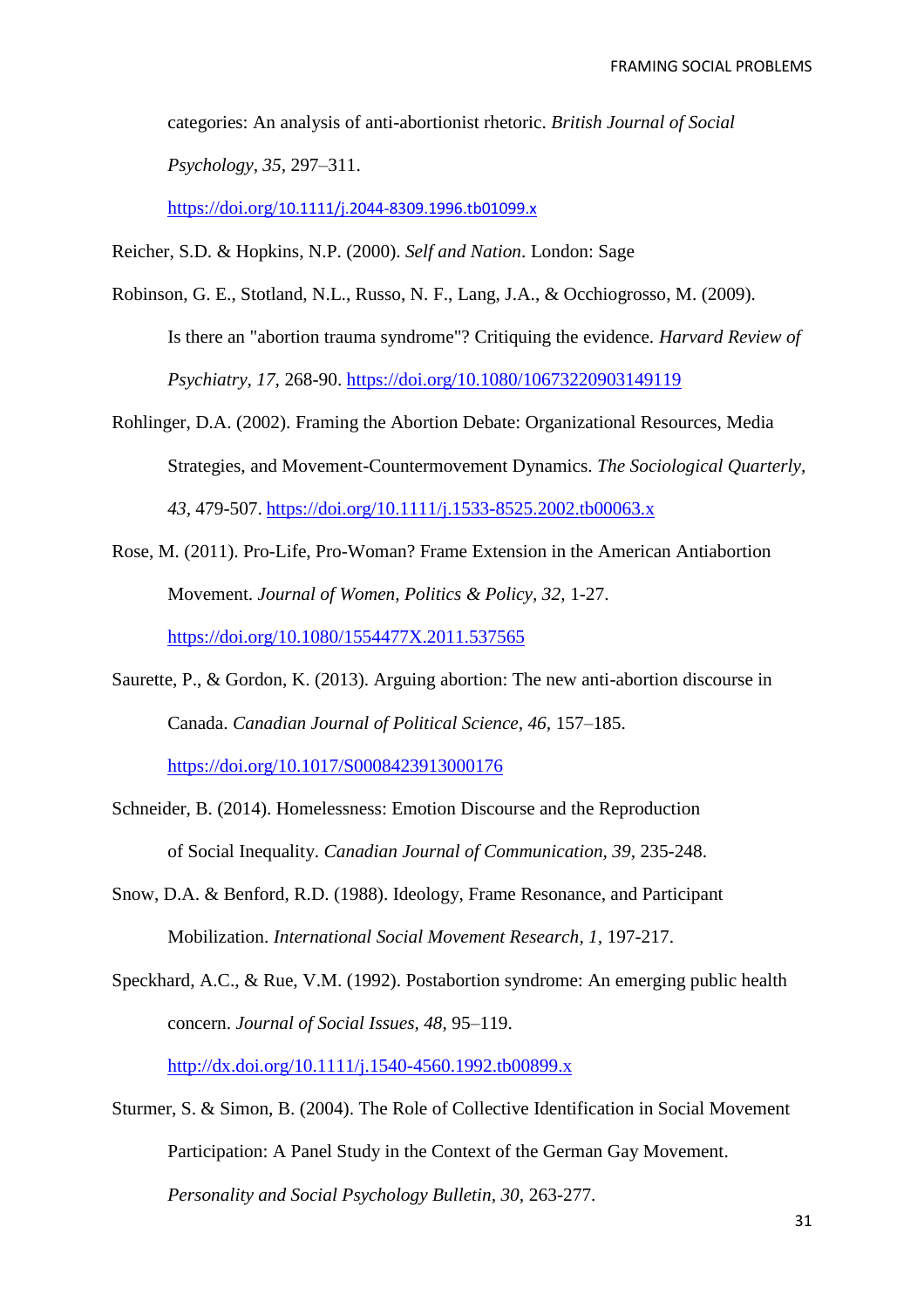categories: An analysis of anti-abortionist rhetoric. *British Journal of Social Psychology*, *35*, 297–311. https://doi.org/10.1111/j.2044-8309.1996.tb01099.x

Reicher, S.D. & Hopkins, N.P. (2000). *Self and Nation*. London: Sage

Robinson, G. E., Stotland, N.L., Russo, N. F., Lang, J.A., & Occhiogrosso, M. (2009). Is there an "abortion trauma syndrome"? Critiquing the evidence. *Harvard Review of Psychiatry, 17,* 268-90. https://doi.org/10.1080/10673220903149119

Rohlinger, D.A. (2002). Framing the Abortion Debate: Organizational Resources, Media Strategies, and Movement-Countermovement Dynamics. *The Sociological Quarterly, 43,* 479-507. https://doi.org/10.1111/j.1533-8525.2002.tb00063.x

Rose, M. (2011). Pro-Life, Pro-Woman? Frame Extension in the American Antiabortion Movement. *Journal of Women, Politics & Policy, 32,* 1-27. https://doi.org/10.1080/1554477X.2011.537565

Saurette, P., & Gordon, K. (2013). Arguing abortion: The new anti-abortion discourse in Canada. *Canadian Journal of Political Science, 46,* 157–185. https://doi.org/10.1017/S0008423913000176

Schneider, B. (2014). Homelessness: Emotion Discourse and the Reproduction of Social Inequality. *Canadian Journal of Communication, 39,* 235-248.

Snow, D.A. & Benford, R.D. (1988). Ideology, Frame Resonance, and Participant Mobilization. *International Social Movement Research, 1,* 197-217.

Speckhard, A.C., & Rue, V.M. (1992). Postabortion syndrome: An emerging public health concern. *Journal of Social Issues, 48,* 95–119. http://dx.doi.org/10.1111/j.1540-4560.1992.tb00899.x

Sturmer, S. & Simon, B. (2004). The Role of Collective Identification in Social Movement Participation: A Panel Study in the Context of the German Gay Movement. *Personality and Social Psychology Bulletin, 30,* 263-277.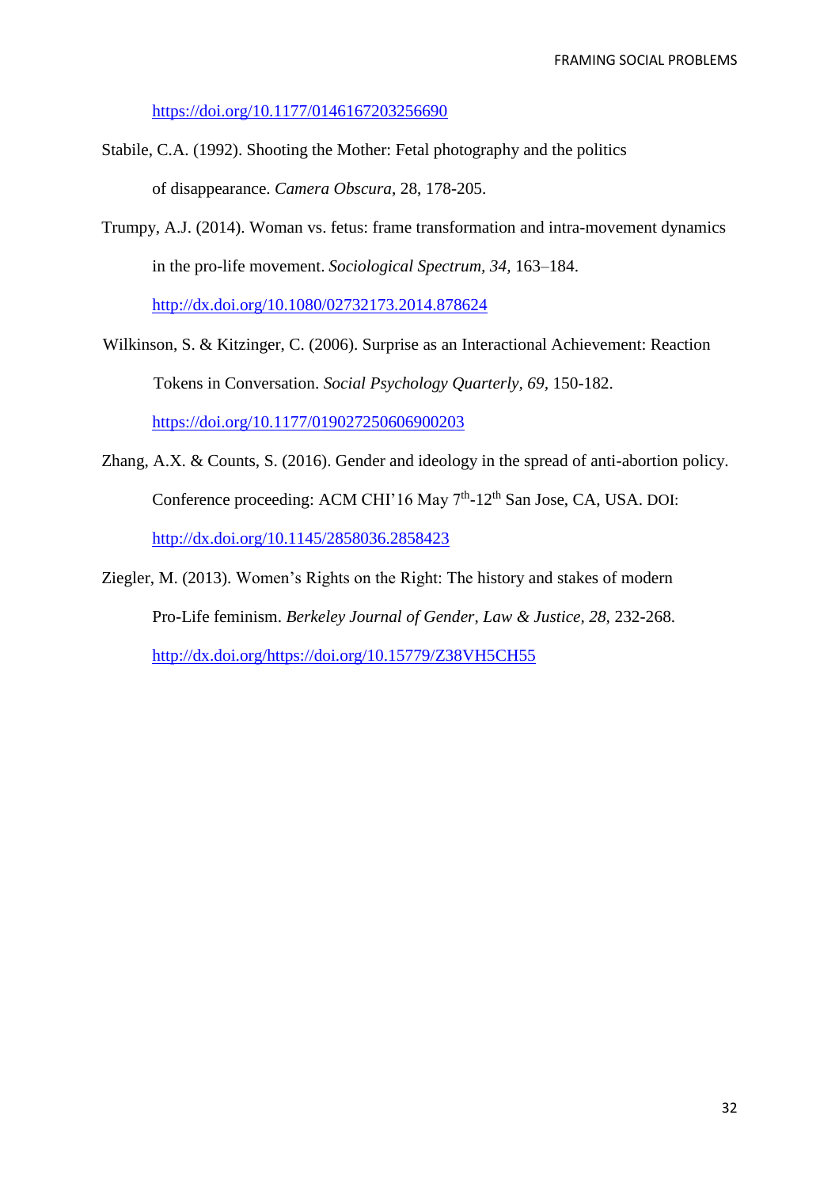https://doi.org/10.1177/0146167203256690

Stabile, C.A. (1992). Shooting the Mother: Fetal photography and the politics of disappearance. *Camera Obscura*, 28, 178-205.

Trumpy, A.J. (2014). Woman vs. fetus: frame transformation and intra-movement dynamics in the pro-life movement. *Sociological Spectrum, 34,* 163–184. http://dx.doi.org/10.1080/02732173.2014.878624

Wilkinson, S. & Kitzinger, C. (2006). Surprise as an Interactional Achievement: Reaction Tokens in Conversation. *Social Psychology Quarterly, 69,* 150-182. https://doi.org/10.1177/019027250606900203

Zhang, A.X. & Counts, S. (2016). Gender and ideology in the spread of anti-abortion policy. Conference proceeding: ACM CHI'16 May 7th-12th San Jose, CA, USA. DOI: http://dx.doi.org/10.1145/2858036.2858423

Ziegler, M. (2013). Women's Rights on the Right: The history and stakes of modern Pro-Life feminism. *Berkeley Journal of Gender, Law & Justice, 28,* 232-268. http://dx.doi.org/https://doi.org/10.15779/Z38VH5CH55